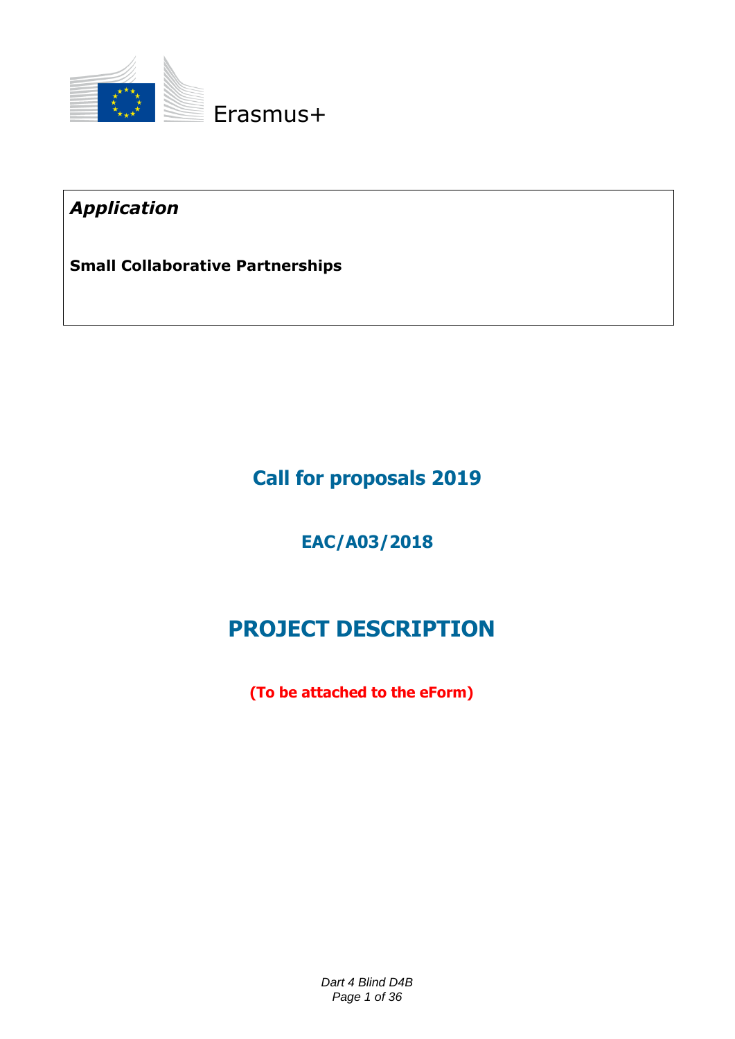Erasmus+

***Application***

**Small Collaborative Partnerships**

## Call for proposals 2019

### EAC/A03/2018

# PROJECT DESCRIPTION

**(To be attached to the eForm)**

*Dart 4 Blind D4B*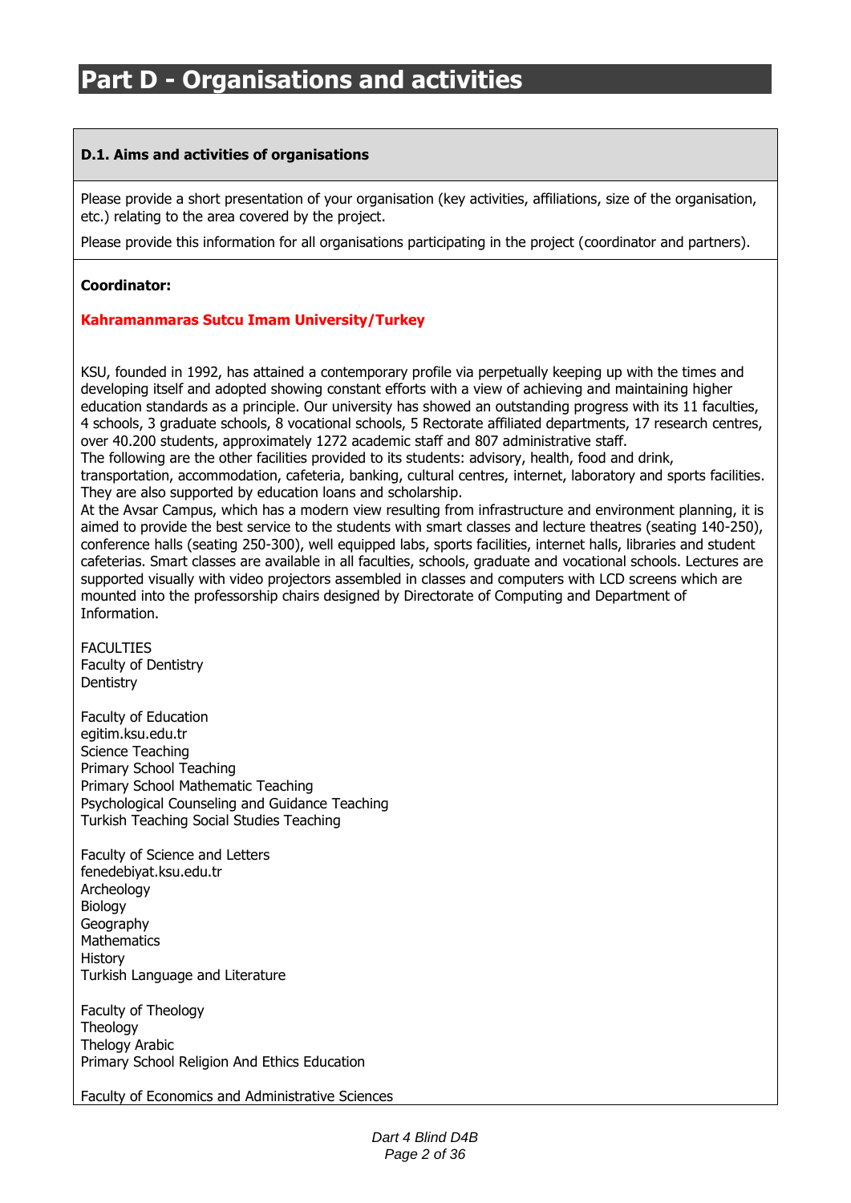# Part D - Organisations and activities

### D.1. Aims and activities of organisations

Please provide a short presentation of your organisation (key activities, affiliations, size of the organisation, etc.) relating to the area covered by the project.

Please provide this information for all organisations participating in the project (coordinator and partners).

**Coordinator:**

**Kahramanmaras Sutcu Imam University/Turkey**

KSU, founded in 1992, has attained a contemporary profile via perpetually keeping up with the times and developing itself and adopted showing constant efforts with a view of achieving and maintaining higher education standards as a principle. Our university has showed an outstanding progress with its 11 faculties, 4 schools, 3 graduate schools, 8 vocational schools, 5 Rectorate affiliated departments, 17 research centres, over 40.200 students, approximately 1272 academic staff and 807 administrative staff.
The following are the other facilities provided to its students: advisory, health, food and drink, transportation, accommodation, cafeteria, banking, cultural centres, internet, laboratory and sports facilities. They are also supported by education loans and scholarship.
At the Avsar Campus, which has a modern view resulting from infrastructure and environment planning, it is aimed to provide the best service to the students with smart classes and lecture theatres (seating 140-250), conference halls (seating 250-300), well equipped labs, sports facilities, internet halls, libraries and student cafeterias. Smart classes are available in all faculties, schools, graduate and vocational schools. Lectures are supported visually with video projectors assembled in classes and computers with LCD screens which are mounted into the professorship chairs designed by Directorate of Computing and Department of Information.

FACULTIES
Faculty of Dentistry
Dentistry

Faculty of Education
egitim.ksu.edu.tr
Science Teaching
Primary School Teaching
Primary School Mathematic Teaching
Psychological Counseling and Guidance Teaching
Turkish Teaching Social Studies Teaching

Faculty of Science and Letters
fenedebiyat.ksu.edu.tr
Archeology
Biology
Geography
Mathematics
History
Turkish Language and Literature

Faculty of Theology
Theology
Thelogy Arabic
Primary School Religion And Ethics Education

Faculty of Economics and Administrative Sciences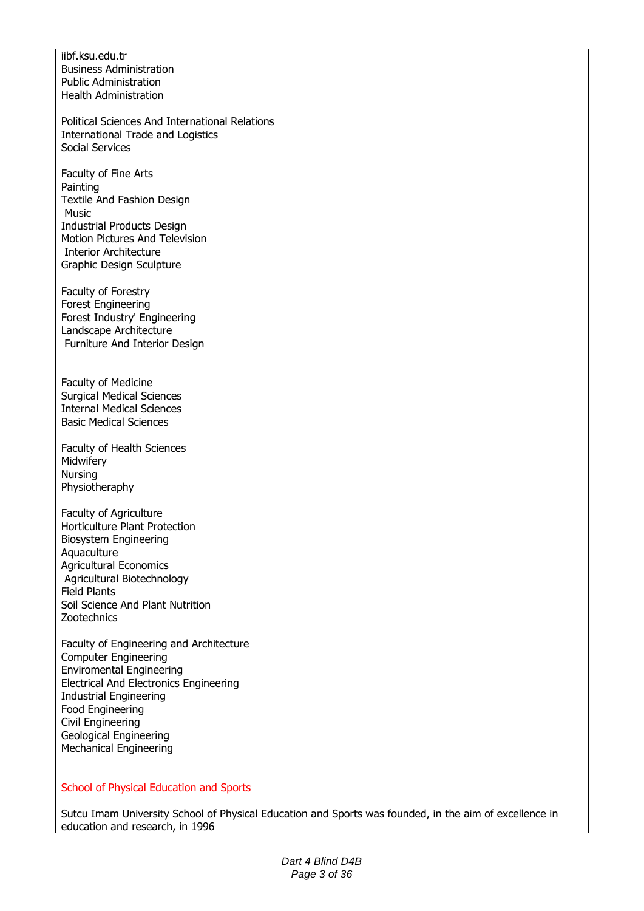iibf.ksu.edu.tr
Business Administration
Public Administration
Health Administration

Political Sciences And International Relations
International Trade and Logistics
Social Services

Faculty of Fine Arts
Painting
Textile And Fashion Design
Music
Industrial Products Design
Motion Pictures And Television
Interior Architecture
Graphic Design Sculpture

Faculty of Forestry
Forest Engineering
Forest Industry' Engineering
Landscape Architecture
Furniture And Interior Design

Faculty of Medicine
Surgical Medical Sciences
Internal Medical Sciences
Basic Medical Sciences

Faculty of Health Sciences
Midwifery
Nursing
Physiotheraphy

Faculty of Agriculture
Horticulture Plant Protection
Biosystem Engineering
Aquaculture
Agricultural Economics
Agricultural Biotechnology
Field Plants
Soil Science And Plant Nutrition
Zootechnics

Faculty of Engineering and Architecture
Computer Engineering
Enviromental Engineering
Electrical And Electronics Engineering
Industrial Engineering
Food Engineering
Civil Engineering
Geological Engineering
Mechanical Engineering

## School of Physical Education and Sports

Sutcu Imam University School of Physical Education and Sports was founded, in the aim of excellence in education and research, in 1996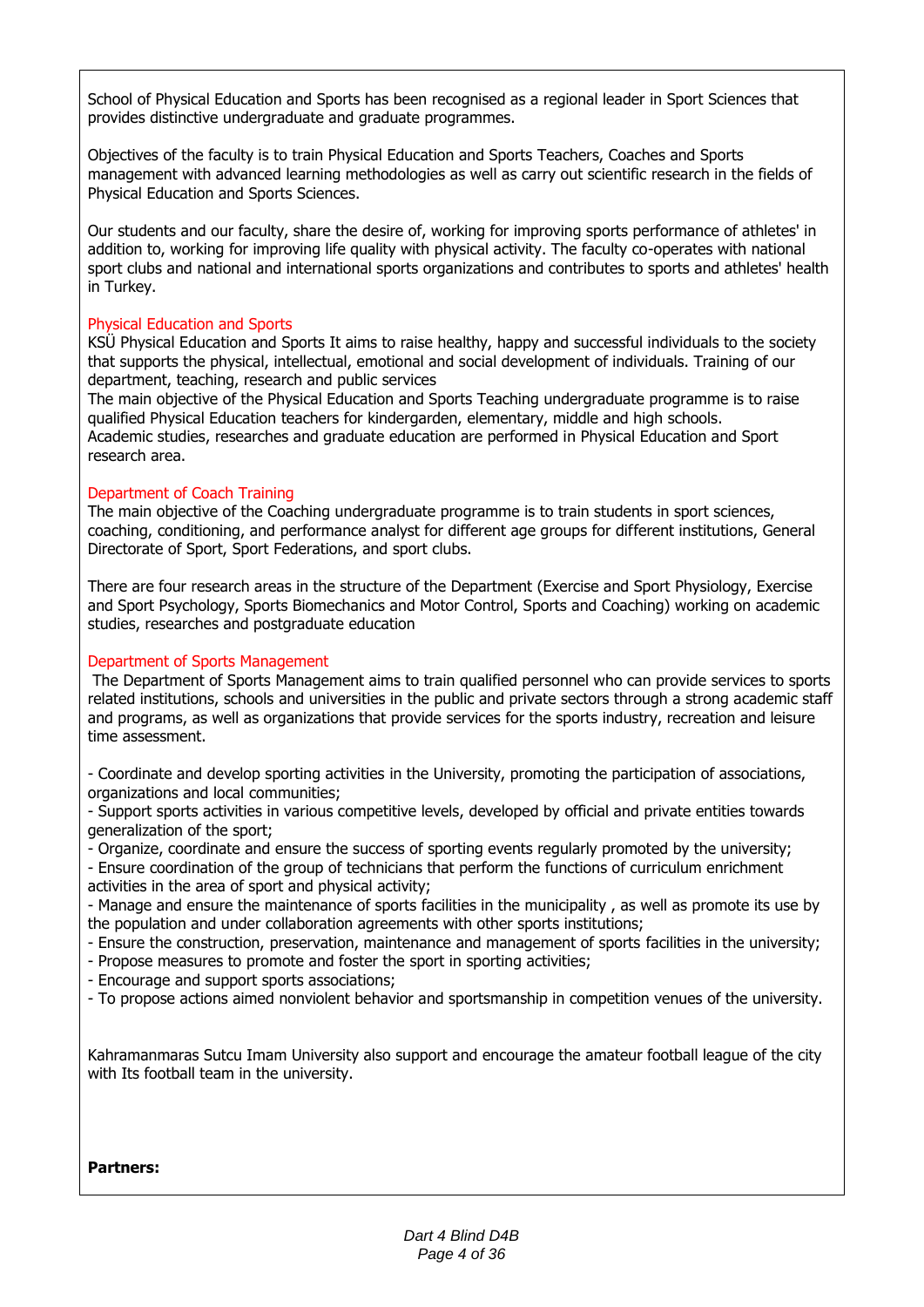School of Physical Education and Sports has been recognised as a regional leader in Sport Sciences that provides distinctive undergraduate and graduate programmes.

Objectives of the faculty is to train Physical Education and Sports Teachers, Coaches and Sports management with advanced learning methodologies as well as carry out scientific research in the fields of Physical Education and Sports Sciences.

Our students and our faculty, share the desire of, working for improving sports performance of athletes' in addition to, working for improving life quality with physical activity. The faculty co-operates with national sport clubs and national and international sports organizations and contributes to sports and athletes' health in Turkey.

### Physical Education and Sports

KSÜ Physical Education and Sports It aims to raise healthy, happy and successful individuals to the society that supports the physical, intellectual, emotional and social development of individuals. Training of our department, teaching, research and public services

The main objective of the Physical Education and Sports Teaching undergraduate programme is to raise qualified Physical Education teachers for kindergarden, elementary, middle and high schools.

Academic studies, researches and graduate education are performed in Physical Education and Sport research area.

### Department of Coach Training

The main objective of the Coaching undergraduate programme is to train students in sport sciences, coaching, conditioning, and performance analyst for different age groups for different institutions, General Directorate of Sport, Sport Federations, and sport clubs.

There are four research areas in the structure of the Department (Exercise and Sport Physiology, Exercise and Sport Psychology, Sports Biomechanics and Motor Control, Sports and Coaching) working on academic studies, researches and postgraduate education

### Department of Sports Management

The Department of Sports Management aims to train qualified personnel who can provide services to sports related institutions, schools and universities in the public and private sectors through a strong academic staff and programs, as well as organizations that provide services for the sports industry, recreation and leisure time assessment.

- Coordinate and develop sporting activities in the University, promoting the participation of associations, organizations and local communities;
- Support sports activities in various competitive levels, developed by official and private entities towards generalization of the sport;
- Organize, coordinate and ensure the success of sporting events regularly promoted by the university;
- Ensure coordination of the group of technicians that perform the functions of curriculum enrichment activities in the area of sport and physical activity;
- Manage and ensure the maintenance of sports facilities in the municipality , as well as promote its use by the population and under collaboration agreements with other sports institutions;
- Ensure the construction, preservation, maintenance and management of sports facilities in the university;
- Propose measures to promote and foster the sport in sporting activities;
- Encourage and support sports associations;
- To propose actions aimed nonviolent behavior and sportsmanship in competition venues of the university.

Kahramanmaras Sutcu Imam University also support and encourage the amateur football league of the city with Its football team in the university.

**Partners:**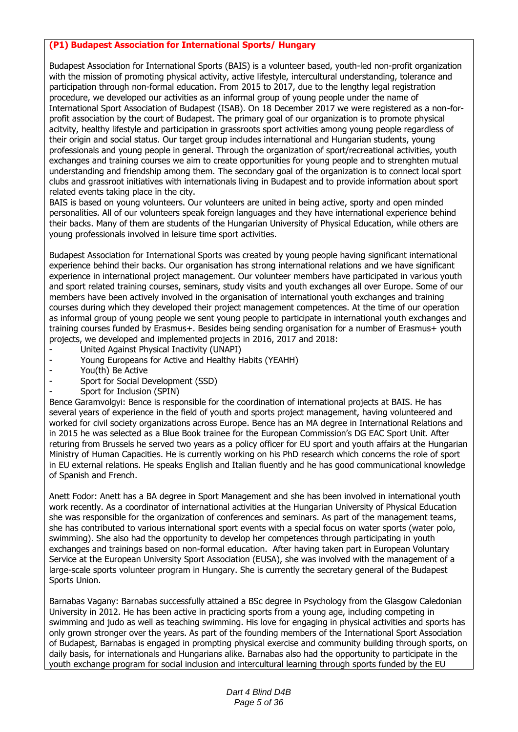**(P1) Budapest Association for International Sports/ Hungary**

Budapest Association for International Sports (BAIS) is a volunteer based, youth-led non-profit organization with the mission of promoting physical activity, active lifestyle, intercultural understanding, tolerance and participation through non-formal education. From 2015 to 2017, due to the lengthy legal registration procedure, we developed our activities as an informal group of young people under the name of International Sport Association of Budapest (ISAB). On 18 December 2017 we were registered as a non-for-profit association by the court of Budapest. The primary goal of our organization is to promote physical acitvity, healthy lifestyle and participation in grassroots sport activities among young people regardless of their origin and social status. Our target group includes international and Hungarian students, young professionals and young people in general. Through the organization of sport/recreational activities, youth exchanges and training courses we aim to create opportunities for young people and to strenghten mutual understanding and friendship among them. The secondary goal of the organization is to connect local sport clubs and grassroot initiatives with internationals living in Budapest and to provide information about sport related events taking place in the city.

BAIS is based on young volunteers. Our volunteers are united in being active, sporty and open minded personalities. All of our volunteers speak foreign languages and they have international experience behind their backs. Many of them are students of the Hungarian University of Physical Education, while others are young professionals involved in leisure time sport activities.

Budapest Association for International Sports was created by young people having significant international experience behind their backs. Our organisation has strong international relations and we have significant experience in international project management. Our volunteer members have participated in various youth and sport related training courses, seminars, study visits and youth exchanges all over Europe. Some of our members have been actively involved in the organisation of international youth exchanges and training courses during which they developed their project management competences. At the time of our operation as informal group of young people we sent young people to participate in international youth exchanges and training courses funded by Erasmus+. Besides being sending organisation for a number of Erasmus+ youth projects, we developed and implemented projects in 2016, 2017 and 2018:

- United Against Physical Inactivity (UNAPI)
- Young Europeans for Active and Healthy Habits (YEAHH)
- You(th) Be Active
- Sport for Social Development (SSD)
- Sport for Inclusion (SPIN)

Bence Garamvolgyi: Bence is responsible for the coordination of international projects at BAIS. He has several years of experience in the field of youth and sports project management, having volunteered and worked for civil society organizations across Europe. Bence has an MA degree in International Relations and in 2015 he was selected as a Blue Book trainee for the European Commission's DG EAC Sport Unit. After returing from Brussels he served two years as a policy officer for EU sport and youth affairs at the Hungarian Ministry of Human Capacities. He is currently working on his PhD research which concerns the role of sport in EU external relations. He speaks English and Italian fluently and he has good communicational knowledge of Spanish and French.

Anett Fodor: Anett has a BA degree in Sport Management and she has been involved in international youth work recently. As a coordinator of international activities at the Hungarian University of Physical Education she was responsible for the organization of conferences and seminars. As part of the management teams, she has contributed to various international sport events with a special focus on water sports (water polo, swimming). She also had the opportunity to develop her competences through participating in youth exchanges and trainings based on non-formal education. After having taken part in European Voluntary Service at the European University Sport Association (EUSA), she was involved with the management of a large-scale sports volunteer program in Hungary. She is currently the secretary general of the Budapest Sports Union.

Barnabas Vagany: Barnabas successfully attained a BSc degree in Psychology from the Glasgow Caledonian University in 2012. He has been active in practicing sports from a young age, including competing in swimming and judo as well as teaching swimming. His love for engaging in physical activities and sports has only grown stronger over the years. As part of the founding members of the International Sport Association of Budapest, Barnabas is engaged in prompting physical exercise and community building through sports, on daily basis, for internationals and Hungarians alike. Barnabas also had the opportunity to participate in the youth exchange program for social inclusion and intercultural learning through sports funded by the EU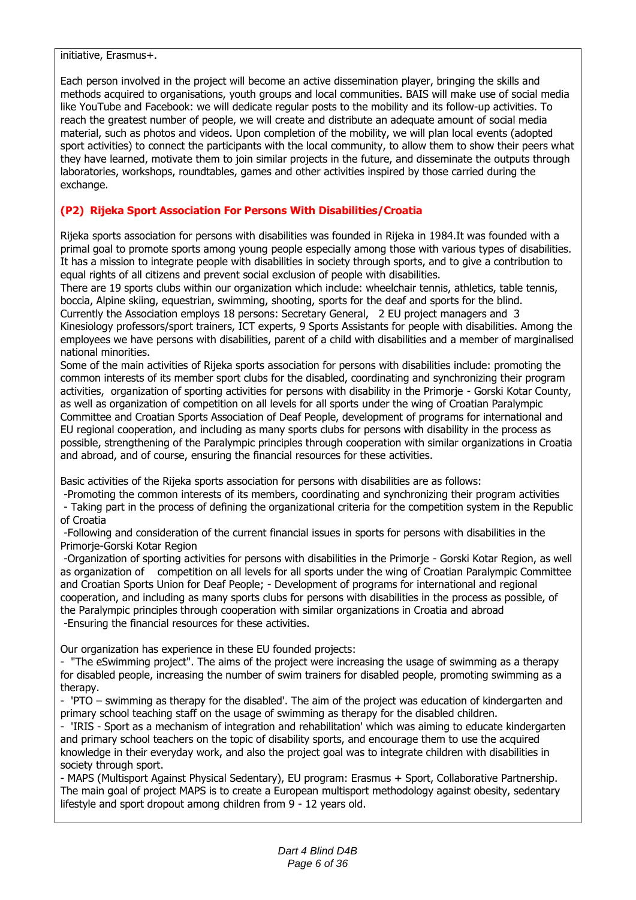initiative, Erasmus+.

Each person involved in the project will become an active dissemination player, bringing the skills and methods acquired to organisations, youth groups and local communities. BAIS will make use of social media like YouTube and Facebook: we will dedicate regular posts to the mobility and its follow-up activities. To reach the greatest number of people, we will create and distribute an adequate amount of social media material, such as photos and videos. Upon completion of the mobility, we will plan local events (adopted sport activities) to connect the participants with the local community, to allow them to show their peers what they have learned, motivate them to join similar projects in the future, and disseminate the outputs through laboratories, workshops, roundtables, games and other activities inspired by those carried during the exchange.

**(P2) Rijeka Sport Association For Persons With Disabilities/Croatia**

Rijeka sports association for persons with disabilities was founded in Rijeka in 1984.It was founded with a primal goal to promote sports among young people especially among those with various types of disabilities. It has a mission to integrate people with disabilities in society through sports, and to give a contribution to equal rights of all citizens and prevent social exclusion of people with disabilities.
There are 19 sports clubs within our organization which include: wheelchair tennis, athletics, table tennis, boccia, Alpine skiing, equestrian, swimming, shooting, sports for the deaf and sports for the blind.
Currently the Association employs 18 persons: Secretary General, 2 EU project managers and 3 Kinesiology professors/sport trainers, ICT experts, 9 Sports Assistants for people with disabilities. Among the employees we have persons with disabilities, parent of a child with disabilities and a member of marginalised national minorities.
Some of the main activities of Rijeka sports association for persons with disabilities include: promoting the common interests of its member sport clubs for the disabled, coordinating and synchronizing their program activities, organization of sporting activities for persons with disability in the Primorje - Gorski Kotar County, as well as organization of competition on all levels for all sports under the wing of Croatian Paralympic Committee and Croatian Sports Association of Deaf People, development of programs for international and EU regional cooperation, and including as many sports clubs for persons with disability in the process as possible, strengthening of the Paralympic principles through cooperation with similar organizations in Croatia and abroad, and of course, ensuring the financial resources for these activities.

Basic activities of the Rijeka sports association for persons with disabilities are as follows:
-Promoting the common interests of its members, coordinating and synchronizing their program activities
- Taking part in the process of defining the organizational criteria for the competition system in the Republic of Croatia
-Following and consideration of the current financial issues in sports for persons with disabilities in the Primorje-Gorski Kotar Region
-Organization of sporting activities for persons with disabilities in the Primorje - Gorski Kotar Region, as well as organization of competition on all levels for all sports under the wing of Croatian Paralympic Committee and Croatian Sports Union for Deaf People; - Development of programs for international and regional cooperation, and including as many sports clubs for persons with disabilities in the process as possible, of the Paralympic principles through cooperation with similar organizations in Croatia and abroad
-Ensuring the financial resources for these activities.

Our organization has experience in these EU founded projects:
- "The eSwimming project". The aims of the project were increasing the usage of swimming as a therapy for disabled people, increasing the number of swim trainers for disabled people, promoting swimming as a therapy.
- 'PTO – swimming as therapy for the disabled'. The aim of the project was education of kindergarten and primary school teaching staff on the usage of swimming as therapy for the disabled children.
- 'IRIS - Sport as a mechanism of integration and rehabilitation' which was aiming to educate kindergarten and primary school teachers on the topic of disability sports, and encourage them to use the acquired knowledge in their everyday work, and also the project goal was to integrate children with disabilities in society through sport.
- MAPS (Multisport Against Physical Sedentary), EU program: Erasmus + Sport, Collaborative Partnership. The main goal of project MAPS is to create a European multisport methodology against obesity, sedentary lifestyle and sport dropout among children from 9 - 12 years old.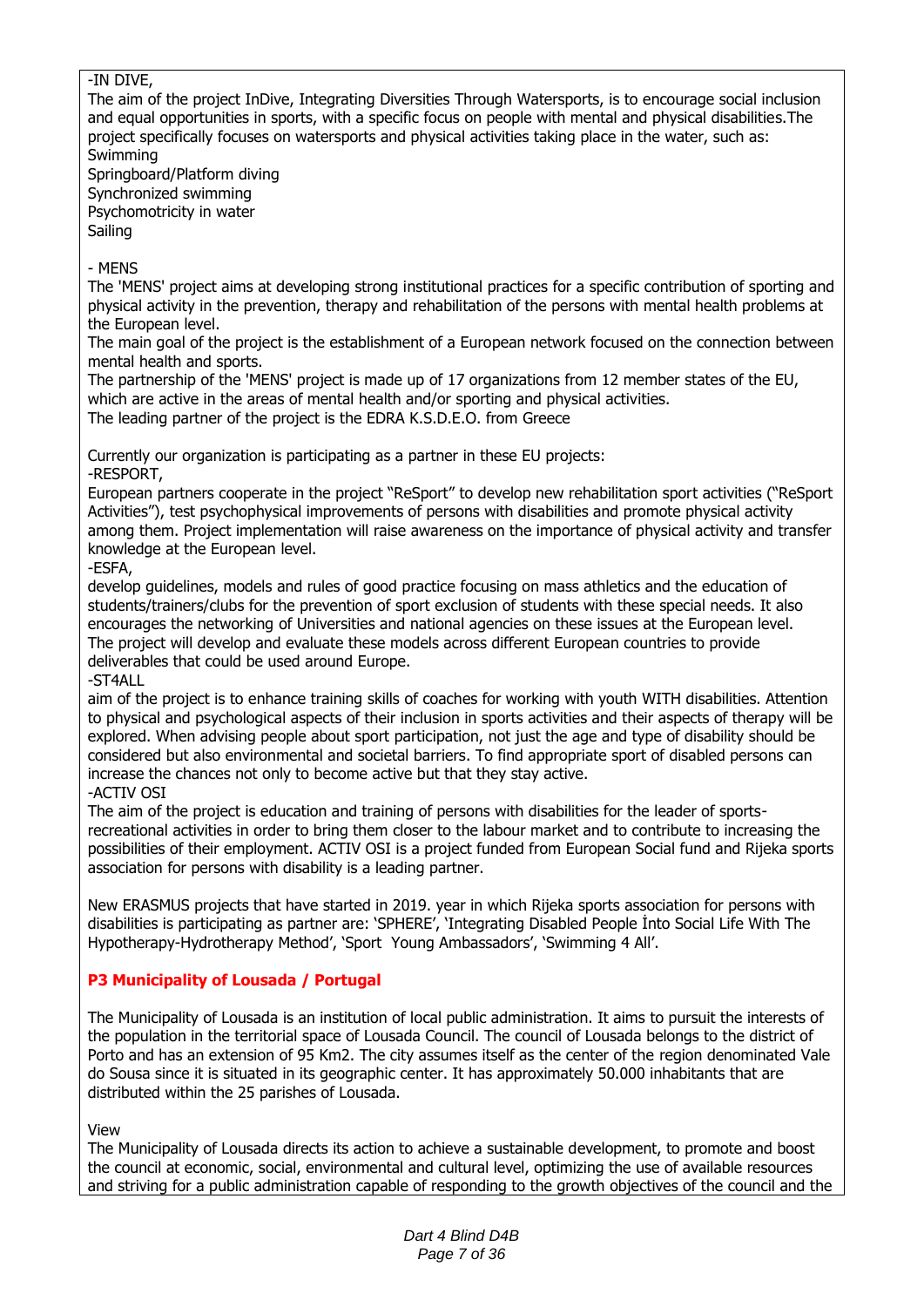-IN DIVE,

The aim of the project InDive, Integrating Diversities Through Watersports, is to encourage social inclusion and equal opportunities in sports, with a specific focus on people with mental and physical disabilities.The project specifically focuses on watersports and physical activities taking place in the water, such as:

Swimming
Springboard/Platform diving
Synchronized swimming
Psychomotricity in water
Sailing

- MENS

The 'MENS' project aims at developing strong institutional practices for a specific contribution of sporting and physical activity in the prevention, therapy and rehabilitation of the persons with mental health problems at the European level.

The main goal of the project is the establishment of a European network focused on the connection between mental health and sports.

The partnership of the 'MENS' project is made up of 17 organizations from 12 member states of the EU, which are active in the areas of mental health and/or sporting and physical activities.

The leading partner of the project is the EDRA K.S.D.E.O. from Greece

Currently our organization is participating as a partner in these EU projects:

-RESPORT,

European partners cooperate in the project "ReSport" to develop new rehabilitation sport activities ("ReSport Activities"), test psychophysical improvements of persons with disabilities and promote physical activity among them. Project implementation will raise awareness on the importance of physical activity and transfer knowledge at the European level.

-ESFA,

develop guidelines, models and rules of good practice focusing on mass athletics and the education of students/trainers/clubs for the prevention of sport exclusion of students with these special needs. It also encourages the networking of Universities and national agencies on these issues at the European level. The project will develop and evaluate these models across different European countries to provide deliverables that could be used around Europe.

-ST4ALL

aim of the project is to enhance training skills of coaches for working with youth WITH disabilities. Attention to physical and psychological aspects of their inclusion in sports activities and their aspects of therapy will be explored. When advising people about sport participation, not just the age and type of disability should be considered but also environmental and societal barriers. To find appropriate sport of disabled persons can increase the chances not only to become active but that they stay active.

-ACTIV OSI

The aim of the project is education and training of persons with disabilities for the leader of sports-recreational activities in order to bring them closer to the labour market and to contribute to increasing the possibilities of their employment. ACTIV OSI is a project funded from European Social fund and Rijeka sports association for persons with disability is a leading partner.

New ERASMUS projects that have started in 2019. year in which Rijeka sports association for persons with disabilities is participating as partner are: 'SPHERE', 'Integrating Disabled People İnto Social Life With The Hypotherapy-Hydrotherapy Method', 'Sport  Young Ambassadors', 'Swimming 4 All'.

## P3 Municipality of Lousada / Portugal

The Municipality of Lousada is an institution of local public administration. It aims to pursuit the interests of the population in the territorial space of Lousada Council. The council of Lousada belongs to the district of Porto and has an extension of 95 Km2. The city assumes itself as the center of the region denominated Vale do Sousa since it is situated in its geographic center. It has approximately 50.000 inhabitants that are distributed within the 25 parishes of Lousada.

View

The Municipality of Lousada directs its action to achieve a sustainable development, to promote and boost the council at economic, social, environmental and cultural level, optimizing the use of available resources and striving for a public administration capable of responding to the growth objectives of the council and the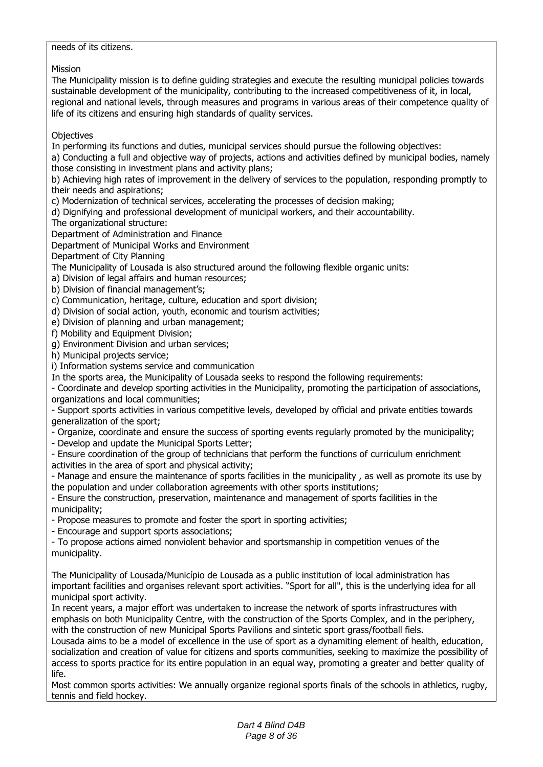needs of its citizens.

Mission

The Municipality mission is to define guiding strategies and execute the resulting municipal policies towards sustainable development of the municipality, contributing to the increased competitiveness of it, in local, regional and national levels, through measures and programs in various areas of their competence quality of life of its citizens and ensuring high standards of quality services.

Objectives

In performing its functions and duties, municipal services should pursue the following objectives:

a) Conducting a full and objective way of projects, actions and activities defined by municipal bodies, namely those consisting in investment plans and activity plans;

b) Achieving high rates of improvement in the delivery of services to the population, responding promptly to their needs and aspirations;

c) Modernization of technical services, accelerating the processes of decision making;

d) Dignifying and professional development of municipal workers, and their accountability.

The organizational structure:

Department of Administration and Finance

Department of Municipal Works and Environment

Department of City Planning

The Municipality of Lousada is also structured around the following flexible organic units:

a) Division of legal affairs and human resources;

b) Division of financial management's;

c) Communication, heritage, culture, education and sport division;

d) Division of social action, youth, economic and tourism activities;

e) Division of planning and urban management;

f) Mobility and Equipment Division;

g) Environment Division and urban services;

h) Municipal projects service;

i) Information systems service and communication

In the sports area, the Municipality of Lousada seeks to respond the following requirements:

- Coordinate and develop sporting activities in the Municipality, promoting the participation of associations, organizations and local communities;
- Support sports activities in various competitive levels, developed by official and private entities towards generalization of the sport;
- Organize, coordinate and ensure the success of sporting events regularly promoted by the municipality;
- Develop and update the Municipal Sports Letter;
- Ensure coordination of the group of technicians that perform the functions of curriculum enrichment activities in the area of sport and physical activity;
- Manage and ensure the maintenance of sports facilities in the municipality , as well as promote its use by the population and under collaboration agreements with other sports institutions;
- Ensure the construction, preservation, maintenance and management of sports facilities in the municipality;
- Propose measures to promote and foster the sport in sporting activities;
- Encourage and support sports associations;
- To propose actions aimed nonviolent behavior and sportsmanship in competition venues of the municipality.

The Municipality of Lousada/Município de Lousada as a public institution of local administration has important facilities and organises relevant sport activities. "Sport for all", this is the underlying idea for all municipal sport activity.

In recent years, a major effort was undertaken to increase the network of sports infrastructures with emphasis on both Municipality Centre, with the construction of the Sports Complex, and in the periphery, with the construction of new Municipal Sports Pavilions and sintetic sport grass/football fiels.

Lousada aims to be a model of excellence in the use of sport as a dynamiting element of health, education, socialization and creation of value for citizens and sports communities, seeking to maximize the possibility of access to sports practice for its entire population in an equal way, promoting a greater and better quality of life.

Most common sports activities: We annually organize regional sports finals of the schools in athletics, rugby, tennis and field hockey.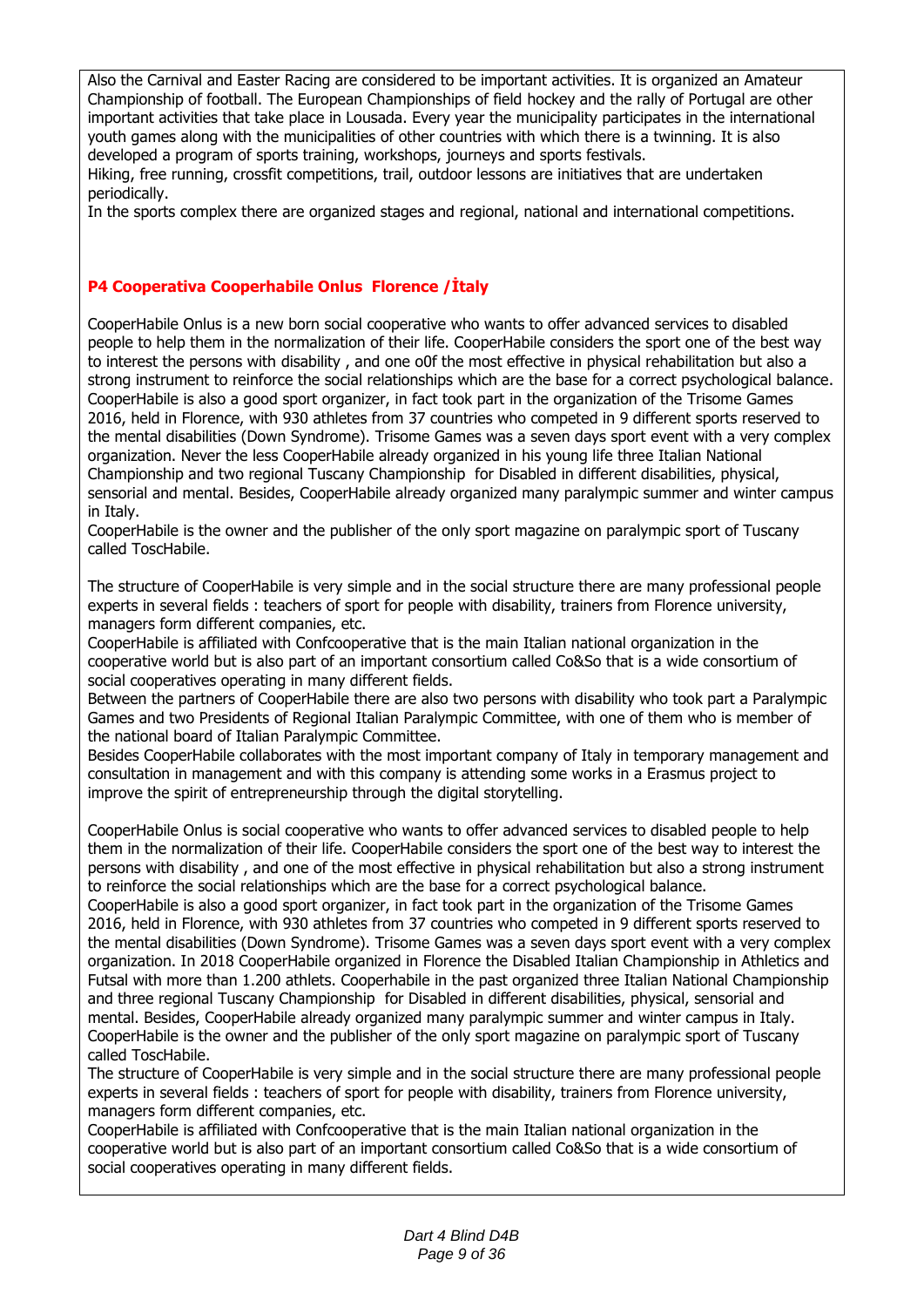Also the Carnival and Easter Racing are considered to be important activities. It is organized an Amateur Championship of football. The European Championships of field hockey and the rally of Portugal are other important activities that take place in Lousada. Every year the municipality participates in the international youth games along with the municipalities of other countries with which there is a twinning. It is also developed a program of sports training, workshops, journeys and sports festivals.
Hiking, free running, crossfit competitions, trail, outdoor lessons are initiatives that are undertaken periodically.
In the sports complex there are organized stages and regional, national and international competitions.

### P4 Cooperativa Cooperhabile Onlus Florence /İtaly

CooperHabile Onlus is a new born social cooperative who wants to offer advanced services to disabled people to help them in the normalization of their life. CooperHabile considers the sport one of the best way to interest the persons with disability , and one o0f the most effective in physical rehabilitation but also a strong instrument to reinforce the social relationships which are the base for a correct psychological balance.
CooperHabile is also a good sport organizer, in fact took part in the organization of the Trisome Games 2016, held in Florence, with 930 athletes from 37 countries who competed in 9 different sports reserved to the mental disabilities (Down Syndrome). Trisome Games was a seven days sport event with a very complex organization. Never the less CooperHabile already organized in his young life three Italian National Championship and two regional Tuscany Championship for Disabled in different disabilities, physical, sensorial and mental. Besides, CooperHabile already organized many paralympic summer and winter campus in Italy.
CooperHabile is the owner and the publisher of the only sport magazine on paralympic sport of Tuscany called ToscHabile.

The structure of CooperHabile is very simple and in the social structure there are many professional people experts in several fields : teachers of sport for people with disability, trainers from Florence university, managers form different companies, etc.
CooperHabile is affiliated with Confcooperative that is the main Italian national organization in the cooperative world but is also part of an important consortium called Co&So that is a wide consortium of social cooperatives operating in many different fields.
Between the partners of CooperHabile there are also two persons with disability who took part a Paralympic Games and two Presidents of Regional Italian Paralympic Committee, with one of them who is member of the national board of Italian Paralympic Committee.
Besides CooperHabile collaborates with the most important company of Italy in temporary management and consultation in management and with this company is attending some works in a Erasmus project to improve the spirit of entrepreneurship through the digital storytelling.

CooperHabile Onlus is social cooperative who wants to offer advanced services to disabled people to help them in the normalization of their life. CooperHabile considers the sport one of the best way to interest the persons with disability , and one of the most effective in physical rehabilitation but also a strong instrument to reinforce the social relationships which are the base for a correct psychological balance.
CooperHabile is also a good sport organizer, in fact took part in the organization of the Trisome Games 2016, held in Florence, with 930 athletes from 37 countries who competed in 9 different sports reserved to the mental disabilities (Down Syndrome). Trisome Games was a seven days sport event with a very complex organization. In 2018 CooperHabile organized in Florence the Disabled Italian Championship in Athletics and Futsal with more than 1.200 athlets. Cooperhabile in the past organized three Italian National Championship and three regional Tuscany Championship for Disabled in different disabilities, physical, sensorial and mental. Besides, CooperHabile already organized many paralympic summer and winter campus in Italy.
CooperHabile is the owner and the publisher of the only sport magazine on paralympic sport of Tuscany called ToscHabile.
The structure of CooperHabile is very simple and in the social structure there are many professional people experts in several fields : teachers of sport for people with disability, trainers from Florence university, managers form different companies, etc.
CooperHabile is affiliated with Confcooperative that is the main Italian national organization in the cooperative world but is also part of an important consortium called Co&So that is a wide consortium of social cooperatives operating in many different fields.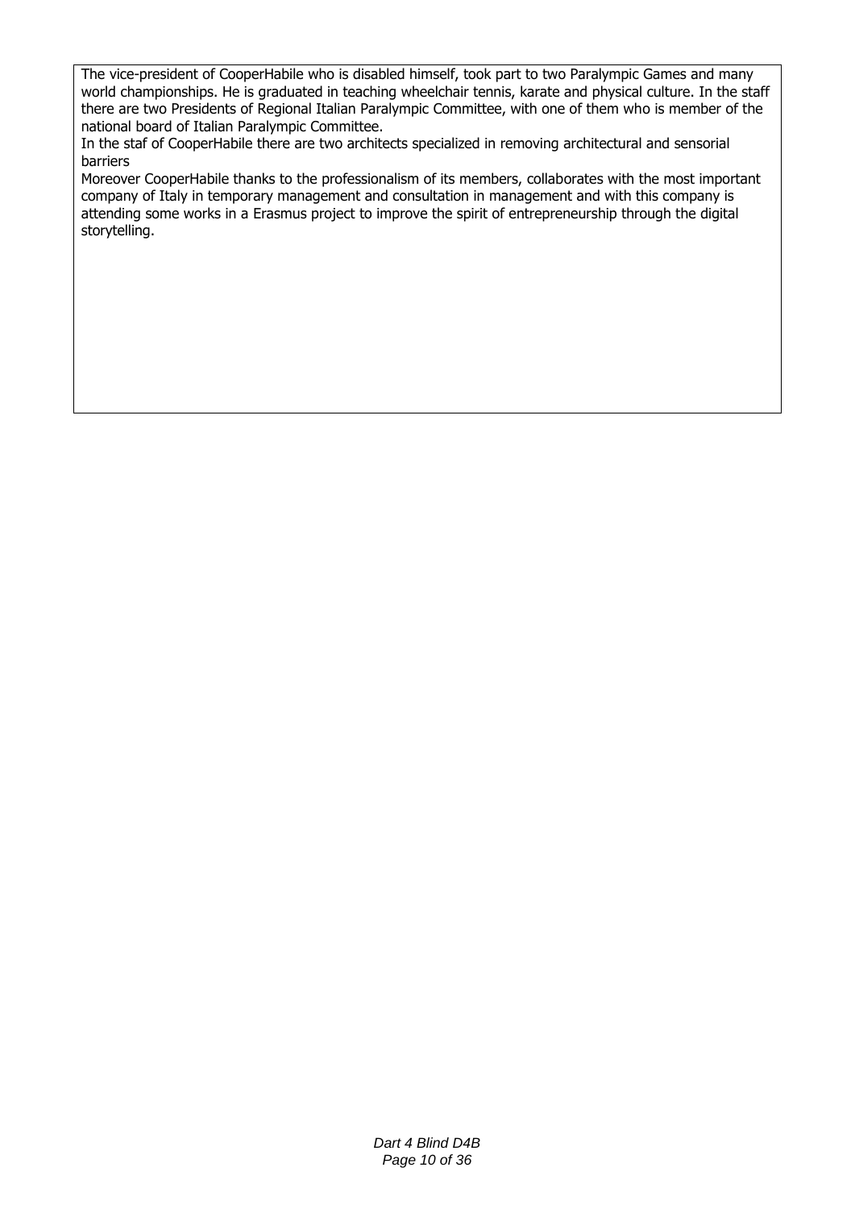The vice-president of CooperHabile who is disabled himself, took part to two Paralympic Games and many world championships. He is graduated in teaching wheelchair tennis, karate and physical culture. In the staff there are two Presidents of Regional Italian Paralympic Committee, with one of them who is member of the national board of Italian Paralympic Committee.

In the staf of CooperHabile there are two architects specialized in removing architectural and sensorial barriers

Moreover CooperHabile thanks to the professionalism of its members, collaborates with the most important company of Italy in temporary management and consultation in management and with this company is attending some works in a Erasmus project to improve the spirit of entrepreneurship through the digital storytelling.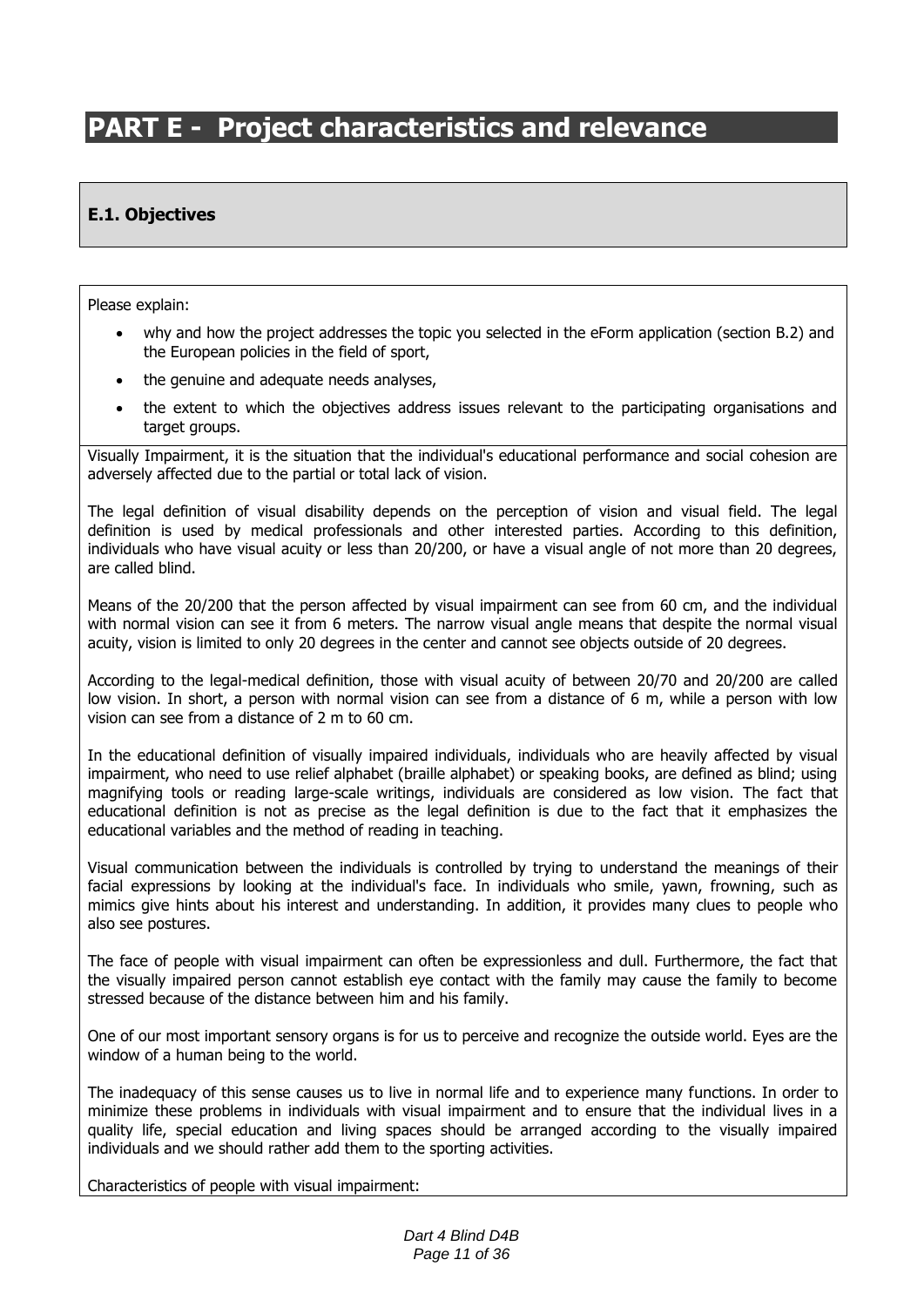# PART E - Project characteristics and relevance

## E.1. Objectives

Please explain:

- why and how the project addresses the topic you selected in the eForm application (section B.2) and the European policies in the field of sport,
- the genuine and adequate needs analyses,
- the extent to which the objectives address issues relevant to the participating organisations and target groups.

Visually Impairment, it is the situation that the individual's educational performance and social cohesion are adversely affected due to the partial or total lack of vision.

The legal definition of visual disability depends on the perception of vision and visual field. The legal definition is used by medical professionals and other interested parties. According to this definition, individuals who have visual acuity or less than 20/200, or have a visual angle of not more than 20 degrees, are called blind.

Means of the 20/200 that the person affected by visual impairment can see from 60 cm, and the individual with normal vision can see it from 6 meters. The narrow visual angle means that despite the normal visual acuity, vision is limited to only 20 degrees in the center and cannot see objects outside of 20 degrees.

According to the legal-medical definition, those with visual acuity of between 20/70 and 20/200 are called low vision. In short, a person with normal vision can see from a distance of 6 m, while a person with low vision can see from a distance of 2 m to 60 cm.

In the educational definition of visually impaired individuals, individuals who are heavily affected by visual impairment, who need to use relief alphabet (braille alphabet) or speaking books, are defined as blind; using magnifying tools or reading large-scale writings, individuals are considered as low vision. The fact that educational definition is not as precise as the legal definition is due to the fact that it emphasizes the educational variables and the method of reading in teaching.

Visual communication between the individuals is controlled by trying to understand the meanings of their facial expressions by looking at the individual's face. In individuals who smile, yawn, frowning, such as mimics give hints about his interest and understanding. In addition, it provides many clues to people who also see postures.

The face of people with visual impairment can often be expressionless and dull. Furthermore, the fact that the visually impaired person cannot establish eye contact with the family may cause the family to become stressed because of the distance between him and his family.

One of our most important sensory organs is for us to perceive and recognize the outside world. Eyes are the window of a human being to the world.

The inadequacy of this sense causes us to live in normal life and to experience many functions. In order to minimize these problems in individuals with visual impairment and to ensure that the individual lives in a quality life, special education and living spaces should be arranged according to the visually impaired individuals and we should rather add them to the sporting activities.

Characteristics of people with visual impairment: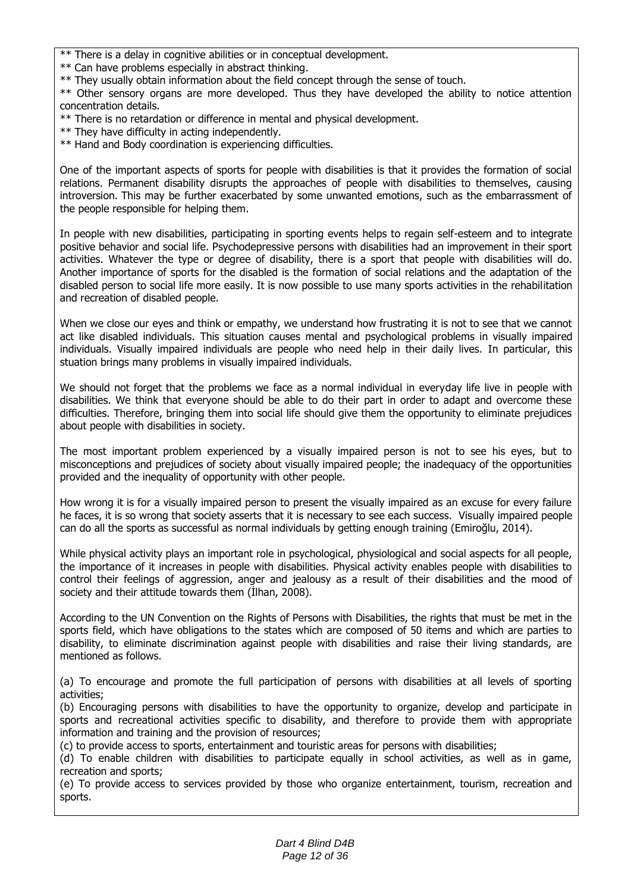** There is a delay in cognitive abilities or in conceptual development.
** Can have problems especially in abstract thinking.
** They usually obtain information about the field concept through the sense of touch.
** Other sensory organs are more developed. Thus they have developed the ability to notice attention concentration details.
** There is no retardation or difference in mental and physical development.
** They have difficulty in acting independently.
** Hand and Body coordination is experiencing difficulties.

One of the important aspects of sports for people with disabilities is that it provides the formation of social relations. Permanent disability disrupts the approaches of people with disabilities to themselves, causing introversion. This may be further exacerbated by some unwanted emotions, such as the embarrassment of the people responsible for helping them.

In people with new disabilities, participating in sporting events helps to regain self-esteem and to integrate positive behavior and social life. Psychodepressive persons with disabilities had an improvement in their sport activities. Whatever the type or degree of disability, there is a sport that people with disabilities will do. Another importance of sports for the disabled is the formation of social relations and the adaptation of the disabled person to social life more easily. It is now possible to use many sports activities in the rehabilitation and recreation of disabled people.

When we close our eyes and think or empathy, we understand how frustrating it is not to see that we cannot act like disabled individuals. This situation causes mental and psychological problems in visually impaired individuals. Visually impaired individuals are people who need help in their daily lives. In particular, this stuation brings many problems in visually impaired individuals.

We should not forget that the problems we face as a normal individual in everyday life live in people with disabilities. We think that everyone should be able to do their part in order to adapt and overcome these difficulties. Therefore, bringing them into social life should give them the opportunity to eliminate prejudices about people with disabilities in society.

The most important problem experienced by a visually impaired person is not to see his eyes, but to misconceptions and prejudices of society about visually impaired people; the inadequacy of the opportunities provided and the inequality of opportunity with other people.

How wrong it is for a visually impaired person to present the visually impaired as an excuse for every failure he faces, it is so wrong that society asserts that it is necessary to see each success. Visually impaired people can do all the sports as successful as normal individuals by getting enough training (Emiroğlu, 2014).

While physical activity plays an important role in psychological, physiological and social aspects for all people, the importance of it increases in people with disabilities. Physical activity enables people with disabilities to control their feelings of aggression, anger and jealousy as a result of their disabilities and the mood of society and their attitude towards them (İlhan, 2008).

According to the UN Convention on the Rights of Persons with Disabilities, the rights that must be met in the sports field, which have obligations to the states which are composed of 50 items and which are parties to disability, to eliminate discrimination against people with disabilities and raise their living standards, are mentioned as follows.

(a) To encourage and promote the full participation of persons with disabilities at all levels of sporting activities;
(b) Encouraging persons with disabilities to have the opportunity to organize, develop and participate in sports and recreational activities specific to disability, and therefore to provide them with appropriate information and training and the provision of resources;
(c) to provide access to sports, entertainment and touristic areas for persons with disabilities;
(d) To enable children with disabilities to participate equally in school activities, as well as in game, recreation and sports;
(e) To provide access to services provided by those who organize entertainment, tourism, recreation and sports.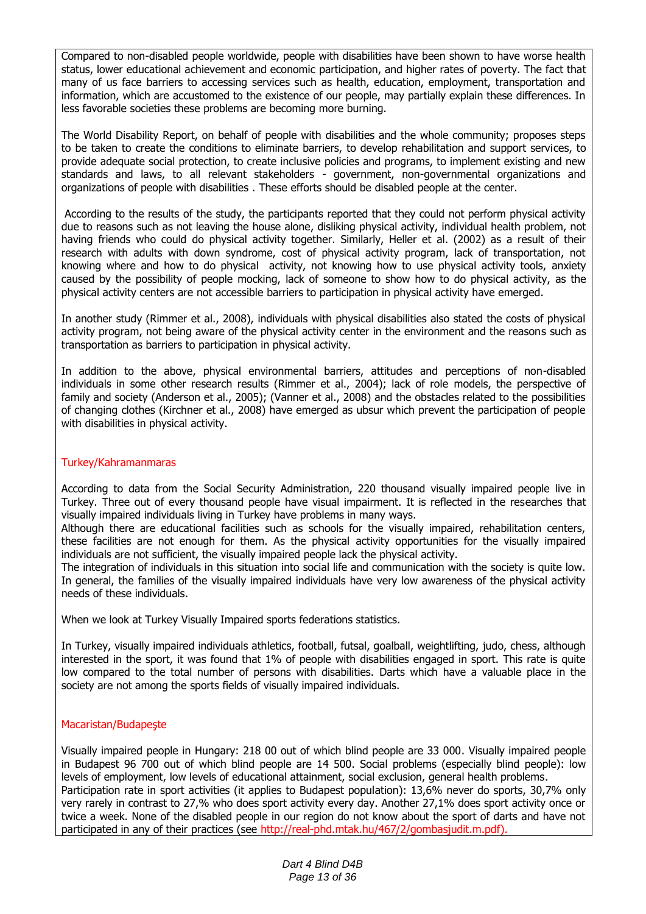Compared to non-disabled people worldwide, people with disabilities have been shown to have worse health status, lower educational achievement and economic participation, and higher rates of poverty. The fact that many of us face barriers to accessing services such as health, education, employment, transportation and information, which are accustomed to the existence of our people, may partially explain these differences. In less favorable societies these problems are becoming more burning.

The World Disability Report, on behalf of people with disabilities and the whole community; proposes steps to be taken to create the conditions to eliminate barriers, to develop rehabilitation and support services, to provide adequate social protection, to create inclusive policies and programs, to implement existing and new standards and laws, to all relevant stakeholders - government, non-governmental organizations and organizations of people with disabilities . These efforts should be disabled people at the center.

According to the results of the study, the participants reported that they could not perform physical activity due to reasons such as not leaving the house alone, disliking physical activity, individual health problem, not having friends who could do physical activity together. Similarly, Heller et al. (2002) as a result of their research with adults with down syndrome, cost of physical activity program, lack of transportation, not knowing where and how to do physical activity, not knowing how to use physical activity tools, anxiety caused by the possibility of people mocking, lack of someone to show how to do physical activity, as the physical activity centers are not accessible barriers to participation in physical activity have emerged.

In another study (Rimmer et al., 2008), individuals with physical disabilities also stated the costs of physical activity program, not being aware of the physical activity center in the environment and the reasons such as transportation as barriers to participation in physical activity.

In addition to the above, physical environmental barriers, attitudes and perceptions of non-disabled individuals in some other research results (Rimmer et al., 2004); lack of role models, the perspective of family and society (Anderson et al., 2005); (Vanner et al., 2008) and the obstacles related to the possibilities of changing clothes (Kirchner et al., 2008) have emerged as ubsur which prevent the participation of people with disabilities in physical activity.

## Turkey/Kahramanmaras

According to data from the Social Security Administration, 220 thousand visually impaired people live in Turkey. Three out of every thousand people have visual impairment. It is reflected in the researches that visually impaired individuals living in Turkey have problems in many ways.
Although there are educational facilities such as schools for the visually impaired, rehabilitation centers, these facilities are not enough for them. As the physical activity opportunities for the visually impaired individuals are not sufficient, the visually impaired people lack the physical activity.
The integration of individuals in this situation into social life and communication with the society is quite low. In general, the families of the visually impaired individuals have very low awareness of the physical activity needs of these individuals.

When we look at Turkey Visually Impaired sports federations statistics.

In Turkey, visually impaired individuals athletics, football, futsal, goalball, weightlifting, judo, chess, although interested in the sport, it was found that 1% of people with disabilities engaged in sport. This rate is quite low compared to the total number of persons with disabilities. Darts which have a valuable place in the society are not among the sports fields of visually impaired individuals.

## Macaristan/Budapeşte

Visually impaired people in Hungary: 218 00 out of which blind people are 33 000. Visually impaired people in Budapest 96 700 out of which blind people are 14 500. Social problems (especially blind people): low levels of employment, low levels of educational attainment, social exclusion, general health problems.
Participation rate in sport activities (it applies to Budapest population): 13,6% never do sports, 30,7% only very rarely in contrast to 27,% who does sport activity every day. Another 27,1% does sport activity once or twice a week. None of the disabled people in our region do not know about the sport of darts and have not participated in any of their practices (see http://real-phd.mtak.hu/467/2/gombasjudit.m.pdf).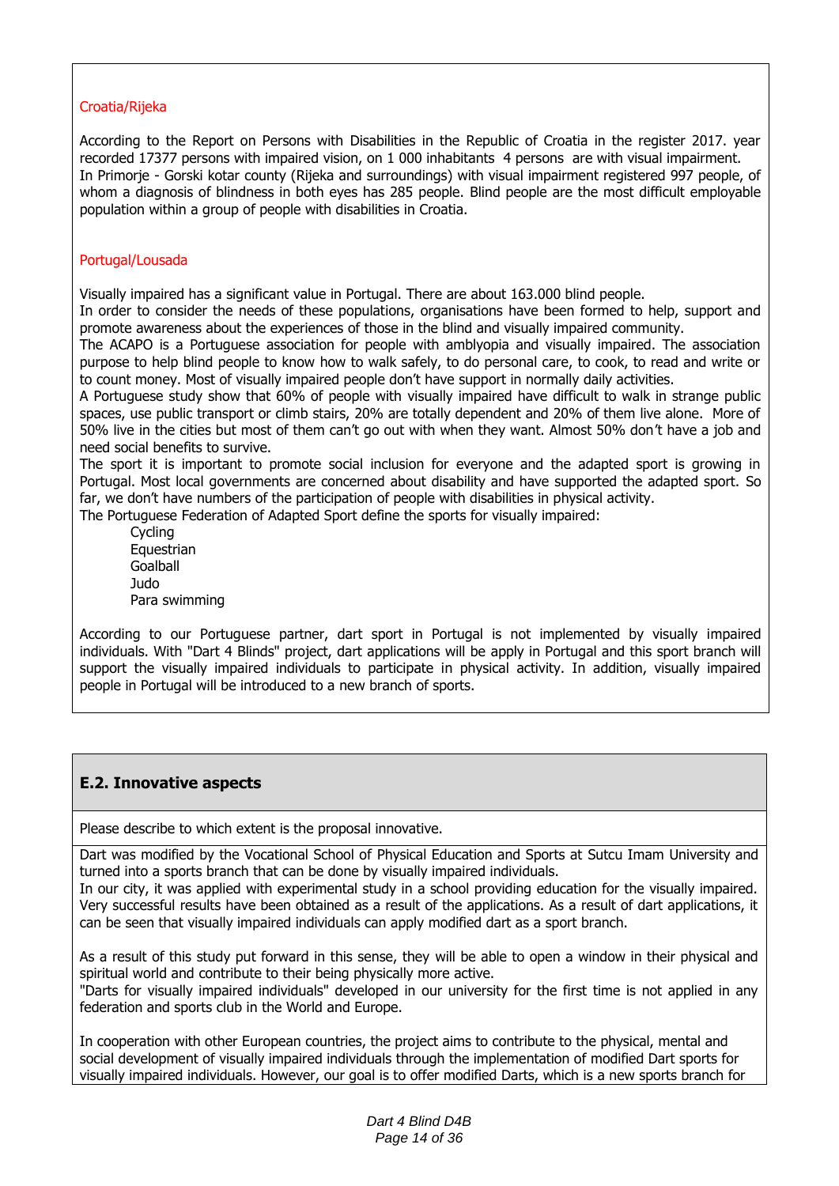Croatia/Rijeka

According to the Report on Persons with Disabilities in the Republic of Croatia in the register 2017. year recorded 17377 persons with impaired vision, on 1 000 inhabitants 4 persons are with visual impairment.
In Primorje - Gorski kotar county (Rijeka and surroundings) with visual impairment registered 997 people, of whom a diagnosis of blindness in both eyes has 285 people. Blind people are the most difficult employable population within a group of people with disabilities in Croatia.

Portugal/Lousada

Visually impaired has a significant value in Portugal. There are about 163.000 blind people.
In order to consider the needs of these populations, organisations have been formed to help, support and promote awareness about the experiences of those in the blind and visually impaired community.
The ACAPO is a Portuguese association for people with amblyopia and visually impaired. The association purpose to help blind people to know how to walk safely, to do personal care, to cook, to read and write or to count money. Most of visually impaired people don't have support in normally daily activities.
A Portuguese study show that 60% of people with visually impaired have difficult to walk in strange public spaces, use public transport or climb stairs, 20% are totally dependent and 20% of them live alone. More of 50% live in the cities but most of them can't go out with when they want. Almost 50% don't have a job and need social benefits to survive.
The sport it is important to promote social inclusion for everyone and the adapted sport is growing in Portugal. Most local governments are concerned about disability and have supported the adapted sport. So far, we don't have numbers of the participation of people with disabilities in physical activity.
The Portuguese Federation of Adapted Sport define the sports for visually impaired:

- Cycling
- Equestrian
- Goalball
- Judo
- Para swimming

According to our Portuguese partner, dart sport in Portugal is not implemented by visually impaired individuals. With "Dart 4 Blinds" project, dart applications will be apply in Portugal and this sport branch will support the visually impaired individuals to participate in physical activity. In addition, visually impaired people in Portugal will be introduced to a new branch of sports.

## E.2. Innovative aspects

Please describe to which extent is the proposal innovative.

Dart was modified by the Vocational School of Physical Education and Sports at Sutcu Imam University and turned into a sports branch that can be done by visually impaired individuals.
In our city, it was applied with experimental study in a school providing education for the visually impaired. Very successful results have been obtained as a result of the applications. As a result of dart applications, it can be seen that visually impaired individuals can apply modified dart as a sport branch.

As a result of this study put forward in this sense, they will be able to open a window in their physical and spiritual world and contribute to their being physically more active.
"Darts for visually impaired individuals" developed in our university for the first time is not applied in any federation and sports club in the World and Europe.

In cooperation with other European countries, the project aims to contribute to the physical, mental and social development of visually impaired individuals through the implementation of modified Dart sports for visually impaired individuals. However, our goal is to offer modified Darts, which is a new sports branch for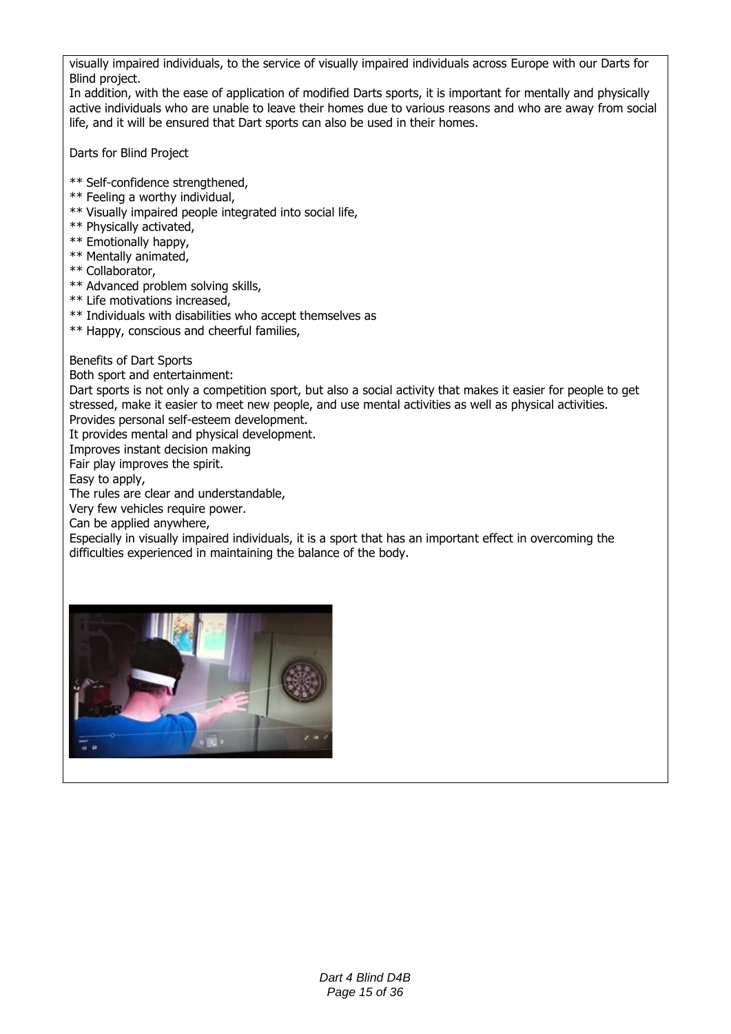visually impaired individuals, to the service of visually impaired individuals across Europe with our Darts for Blind project.

In addition, with the ease of application of modified Darts sports, it is important for mentally and physically active individuals who are unable to leave their homes due to various reasons and who are away from social life, and it will be ensured that Dart sports can also be used in their homes.

Darts for Blind Project

** Self-confidence strengthened,
** Feeling a worthy individual,
** Visually impaired people integrated into social life,
** Physically activated,
** Emotionally happy,
** Mentally animated,
** Collaborator,
** Advanced problem solving skills,
** Life motivations increased,
** Individuals with disabilities who accept themselves as
** Happy, conscious and cheerful families,

Benefits of Dart Sports

Both sport and entertainment:

Dart sports is not only a competition sport, but also a social activity that makes it easier for people to get stressed, make it easier to meet new people, and use mental activities as well as physical activities.

Provides personal self-esteem development.

It provides mental and physical development.

Improves instant decision making

Fair play improves the spirit.

Easy to apply,

The rules are clear and understandable,

Very few vehicles require power.

Can be applied anywhere,

Especially in visually impaired individuals, it is a sport that has an important effect in overcoming the difficulties experienced in maintaining the balance of the body.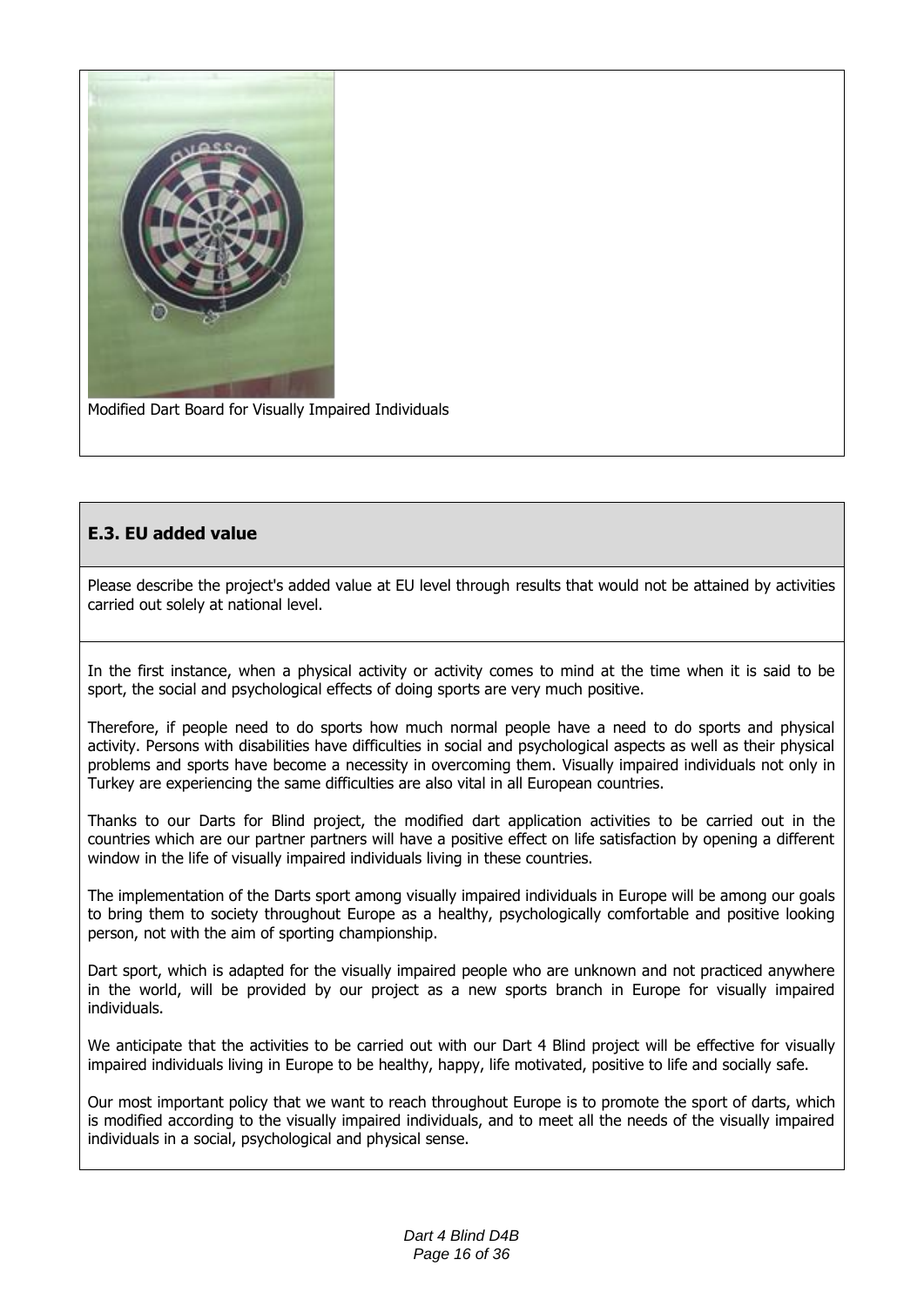Modified Dart Board for Visually Impaired Individuals

### E.3. EU added value

Please describe the project's added value at EU level through results that would not be attained by activities carried out solely at national level.

In the first instance, when a physical activity or activity comes to mind at the time when it is said to be sport, the social and psychological effects of doing sports are very much positive.

Therefore, if people need to do sports how much normal people have a need to do sports and physical activity. Persons with disabilities have difficulties in social and psychological aspects as well as their physical problems and sports have become a necessity in overcoming them. Visually impaired individuals not only in Turkey are experiencing the same difficulties are also vital in all European countries.

Thanks to our Darts for Blind project, the modified dart application activities to be carried out in the countries which are our partner partners will have a positive effect on life satisfaction by opening a different window in the life of visually impaired individuals living in these countries.

The implementation of the Darts sport among visually impaired individuals in Europe will be among our goals to bring them to society throughout Europe as a healthy, psychologically comfortable and positive looking person, not with the aim of sporting championship.

Dart sport, which is adapted for the visually impaired people who are unknown and not practiced anywhere in the world, will be provided by our project as a new sports branch in Europe for visually impaired individuals.

We anticipate that the activities to be carried out with our Dart 4 Blind project will be effective for visually impaired individuals living in Europe to be healthy, happy, life motivated, positive to life and socially safe.

Our most important policy that we want to reach throughout Europe is to promote the sport of darts, which is modified according to the visually impaired individuals, and to meet all the needs of the visually impaired individuals in a social, psychological and physical sense.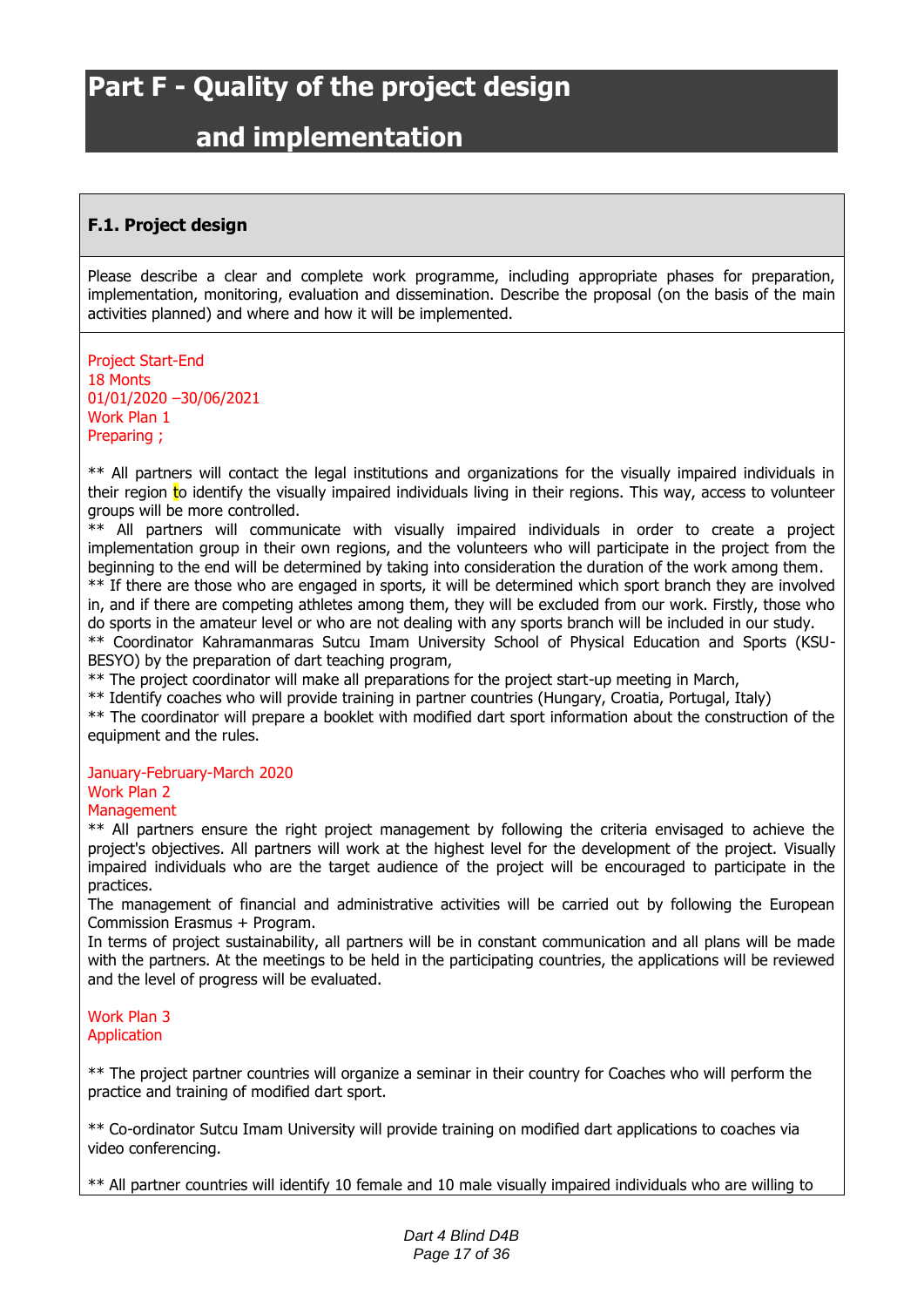# Part F - Quality of the project design and implementation

## F.1. Project design

Please describe a clear and complete work programme, including appropriate phases for preparation, implementation, monitoring, evaluation and dissemination. Describe the proposal (on the basis of the main activities planned) and where and how it will be implemented.

Project Start-End
18 Monts
01/01/2020 –30/06/2021
Work Plan 1
Preparing ;

** All partners will contact the legal institutions and organizations for the visually impaired individuals in their region to identify the visually impaired individuals living in their regions. This way, access to volunteer groups will be more controlled.
** All partners will communicate with visually impaired individuals in order to create a project implementation group in their own regions, and the volunteers who will participate in the project from the beginning to the end will be determined by taking into consideration the duration of the work among them.
** If there are those who are engaged in sports, it will be determined which sport branch they are involved in, and if there are competing athletes among them, they will be excluded from our work. Firstly, those who do sports in the amateur level or who are not dealing with any sports branch will be included in our study.
** Coordinator Kahramanmaras Sutcu Imam University School of Physical Education and Sports (KSU-BESYO) by the preparation of dart teaching program,
** The project coordinator will make all preparations for the project start-up meeting in March,
** Identify coaches who will provide training in partner countries (Hungary, Croatia, Portugal, Italy)
** The coordinator will prepare a booklet with modified dart sport information about the construction of the equipment and the rules.

January-February-March 2020
Work Plan 2
Management
** All partners ensure the right project management by following the criteria envisaged to achieve the project's objectives. All partners will work at the highest level for the development of the project. Visually impaired individuals who are the target audience of the project will be encouraged to participate in the practices.
The management of financial and administrative activities will be carried out by following the European Commission Erasmus + Program.
In terms of project sustainability, all partners will be in constant communication and all plans will be made with the partners. At the meetings to be held in the participating countries, the applications will be reviewed and the level of progress will be evaluated.

Work Plan 3
Application

** The project partner countries will organize a seminar in their country for Coaches who will perform the practice and training of modified dart sport.

** Co-ordinator Sutcu Imam University will provide training on modified dart applications to coaches via video conferencing.

** All partner countries will identify 10 female and 10 male visually impaired individuals who are willing to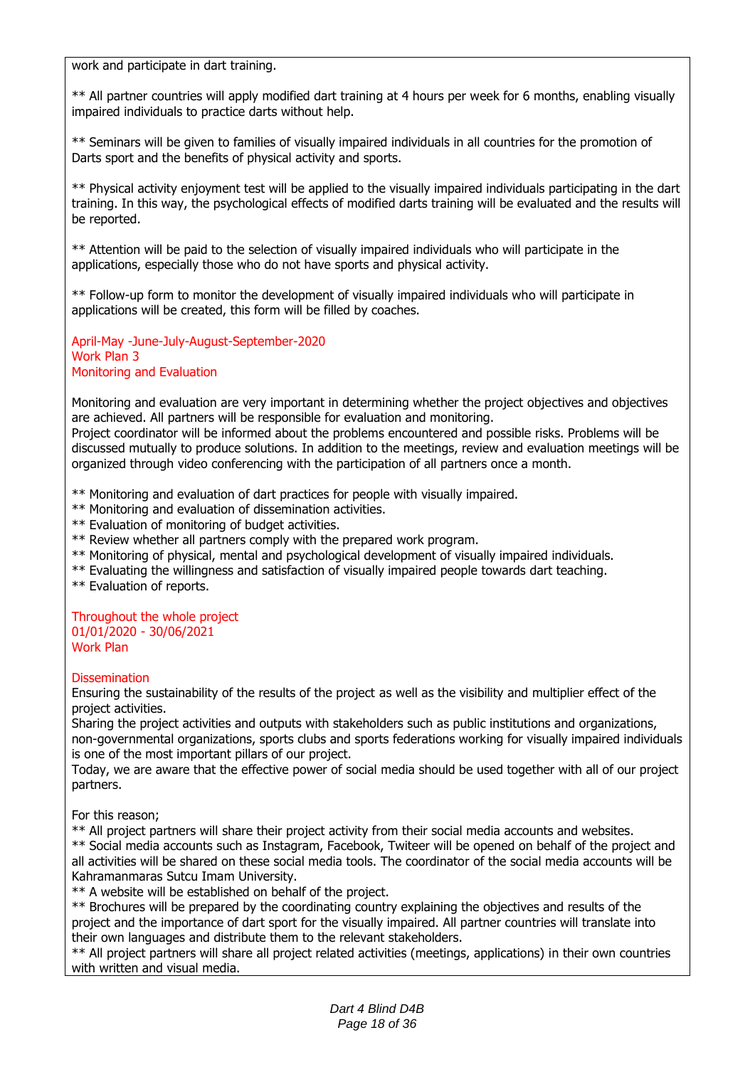work and participate in dart training.

** All partner countries will apply modified dart training at 4 hours per week for 6 months, enabling visually impaired individuals to practice darts without help.

** Seminars will be given to families of visually impaired individuals in all countries for the promotion of Darts sport and the benefits of physical activity and sports.

** Physical activity enjoyment test will be applied to the visually impaired individuals participating in the dart training. In this way, the psychological effects of modified darts training will be evaluated and the results will be reported.

** Attention will be paid to the selection of visually impaired individuals who will participate in the applications, especially those who do not have sports and physical activity.

** Follow-up form to monitor the development of visually impaired individuals who will participate in applications will be created, this form will be filled by coaches.

April-May -June-July-August-September-2020
Work Plan 3
Monitoring and Evaluation

Monitoring and evaluation are very important in determining whether the project objectives and objectives are achieved. All partners will be responsible for evaluation and monitoring.
Project coordinator will be informed about the problems encountered and possible risks. Problems will be discussed mutually to produce solutions. In addition to the meetings, review and evaluation meetings will be organized through video conferencing with the participation of all partners once a month.

** Monitoring and evaluation of dart practices for people with visually impaired.
** Monitoring and evaluation of dissemination activities.
** Evaluation of monitoring of budget activities.
** Review whether all partners comply with the prepared work program.
** Monitoring of physical, mental and psychological development of visually impaired individuals.
** Evaluating the willingness and satisfaction of visually impaired people towards dart teaching.
** Evaluation of reports.

Throughout the whole project
01/01/2020 - 30/06/2021
Work Plan

Dissemination
Ensuring the sustainability of the results of the project as well as the visibility and multiplier effect of the project activities.
Sharing the project activities and outputs with stakeholders such as public institutions and organizations, non-governmental organizations, sports clubs and sports federations working for visually impaired individuals is one of the most important pillars of our project.
Today, we are aware that the effective power of social media should be used together with all of our project partners.

For this reason;
** All project partners will share their project activity from their social media accounts and websites.
** Social media accounts such as Instagram, Facebook, Twiteer will be opened on behalf of the project and all activities will be shared on these social media tools. The coordinator of the social media accounts will be Kahramanmaras Sutcu Imam University.
** A website will be established on behalf of the project.
** Brochures will be prepared by the coordinating country explaining the objectives and results of the project and the importance of dart sport for the visually impaired. All partner countries will translate into their own languages and distribute them to the relevant stakeholders.
** All project partners will share all project related activities (meetings, applications) in their own countries with written and visual media.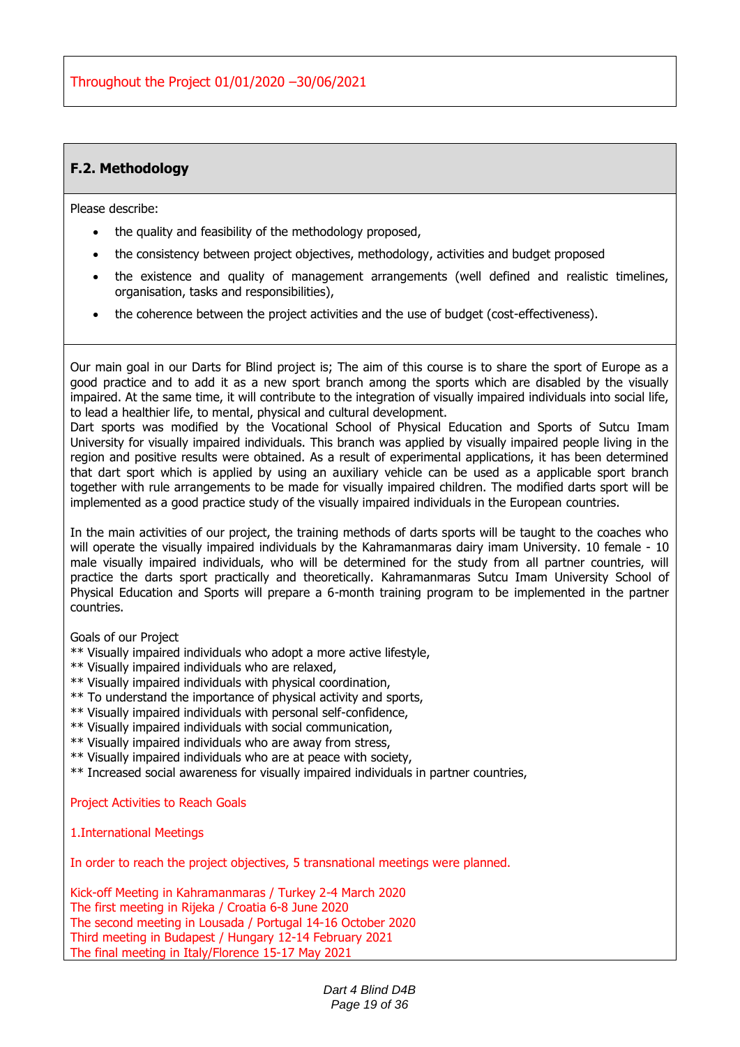Throughout the Project 01/01/2020 –30/06/2021

## F.2. Methodology

Please describe:

- the quality and feasibility of the methodology proposed,
- the consistency between project objectives, methodology, activities and budget proposed
- the existence and quality of management arrangements (well defined and realistic timelines, organisation, tasks and responsibilities),
- the coherence between the project activities and the use of budget (cost-effectiveness).

Our main goal in our Darts for Blind project is; The aim of this course is to share the sport of Europe as a good practice and to add it as a new sport branch among the sports which are disabled by the visually impaired. At the same time, it will contribute to the integration of visually impaired individuals into social life, to lead a healthier life, to mental, physical and cultural development.
Dart sports was modified by the Vocational School of Physical Education and Sports of Sutcu Imam University for visually impaired individuals. This branch was applied by visually impaired people living in the region and positive results were obtained. As a result of experimental applications, it has been determined that dart sport which is applied by using an auxiliary vehicle can be used as a applicable sport branch together with rule arrangements to be made for visually impaired children. The modified darts sport will be implemented as a good practice study of the visually impaired individuals in the European countries.

In the main activities of our project, the training methods of darts sports will be taught to the coaches who will operate the visually impaired individuals by the Kahramanmaras dairy imam University. 10 female - 10 male visually impaired individuals, who will be determined for the study from all partner countries, will practice the darts sport practically and theoretically. Kahramanmaras Sutcu Imam University School of Physical Education and Sports will prepare a 6-month training program to be implemented in the partner countries.

Goals of our Project
** Visually impaired individuals who adopt a more active lifestyle,
** Visually impaired individuals who are relaxed,
** Visually impaired individuals with physical coordination,
** To understand the importance of physical activity and sports,
** Visually impaired individuals with personal self-confidence,
** Visually impaired individuals with social communication,
** Visually impaired individuals who are away from stress,
** Visually impaired individuals who are at peace with society,
** Increased social awareness for visually impaired individuals in partner countries,

Project Activities to Reach Goals

1.International Meetings

In order to reach the project objectives, 5 transnational meetings were planned.

Kick-off Meeting in Kahramanmaras / Turkey 2-4 March 2020
The first meeting in Rijeka / Croatia 6-8 June 2020
The second meeting in Lousada / Portugal 14-16 October 2020
Third meeting in Budapest / Hungary 12-14 February 2021
The final meeting in Italy/Florence 15-17 May 2021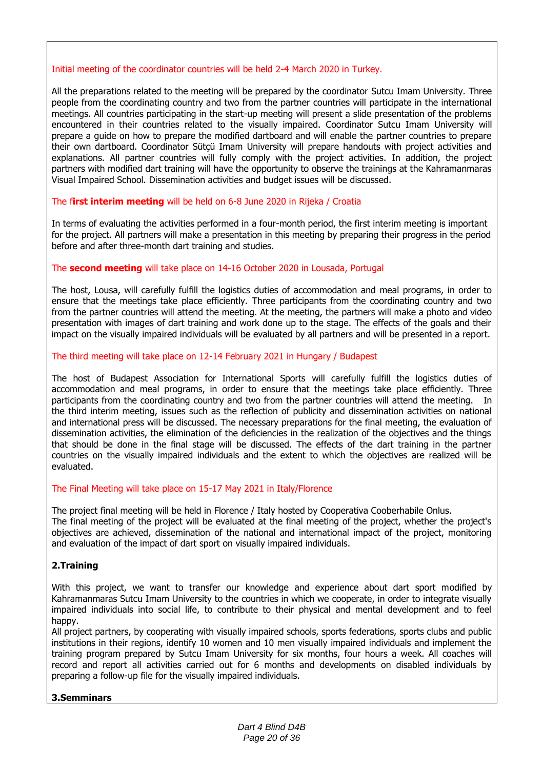Initial meeting of the coordinator countries will be held 2-4 March 2020 in Turkey.

All the preparations related to the meeting will be prepared by the coordinator Sutcu Imam University. Three people from the coordinating country and two from the partner countries will participate in the international meetings. All countries participating in the start-up meeting will present a slide presentation of the problems encountered in their countries related to the visually impaired. Coordinator Sutcu Imam University will prepare a guide on how to prepare the modified dartboard and will enable the partner countries to prepare their own dartboard. Coordinator Sütçü Imam University will prepare handouts with project activities and explanations. All partner countries will fully comply with the project activities. In addition, the project partners with modified dart training will have the opportunity to observe the trainings at the Kahramanmaras Visual Impaired School. Dissemination activities and budget issues will be discussed.

The f**irst interim meeting** will be held on 6-8 June 2020 in Rijeka / Croatia

In terms of evaluating the activities performed in a four-month period, the first interim meeting is important for the project. All partners will make a presentation in this meeting by preparing their progress in the period before and after three-month dart training and studies.

The **second meeting** will take place on 14-16 October 2020 in Lousada, Portugal

The host, Lousa, will carefully fulfill the logistics duties of accommodation and meal programs, in order to ensure that the meetings take place efficiently. Three participants from the coordinating country and two from the partner countries will attend the meeting. At the meeting, the partners will make a photo and video presentation with images of dart training and work done up to the stage. The effects of the goals and their impact on the visually impaired individuals will be evaluated by all partners and will be presented in a report.

The third meeting will take place on 12-14 February 2021 in Hungary / Budapest

The host of Budapest Association for International Sports will carefully fulfill the logistics duties of accommodation and meal programs, in order to ensure that the meetings take place efficiently. Three participants from the coordinating country and two from the partner countries will attend the meeting. In the third interim meeting, issues such as the reflection of publicity and dissemination activities on national and international press will be discussed. The necessary preparations for the final meeting, the evaluation of dissemination activities, the elimination of the deficiencies in the realization of the objectives and the things that should be done in the final stage will be discussed. The effects of the dart training in the partner countries on the visually impaired individuals and the extent to which the objectives are realized will be evaluated.

The Final Meeting will take place on 15-17 May 2021 in Italy/Florence

The project final meeting will be held in Florence / Italy hosted by Cooperativa Cooberhabile Onlus.
The final meeting of the project will be evaluated at the final meeting of the project, whether the project's objectives are achieved, dissemination of the national and international impact of the project, monitoring and evaluation of the impact of dart sport on visually impaired individuals.

## 2.Training

With this project, we want to transfer our knowledge and experience about dart sport modified by Kahramanmaras Sutcu Imam University to the countries in which we cooperate, in order to integrate visually impaired individuals into social life, to contribute to their physical and mental development and to feel happy.
All project partners, by cooperating with visually impaired schools, sports federations, sports clubs and public institutions in their regions, identify 10 women and 10 men visually impaired individuals and implement the training program prepared by Sutcu Imam University for six months, four hours a week. All coaches will record and report all activities carried out for 6 months and developments on disabled individuals by preparing a follow-up file for the visually impaired individuals.

## 3.Semminars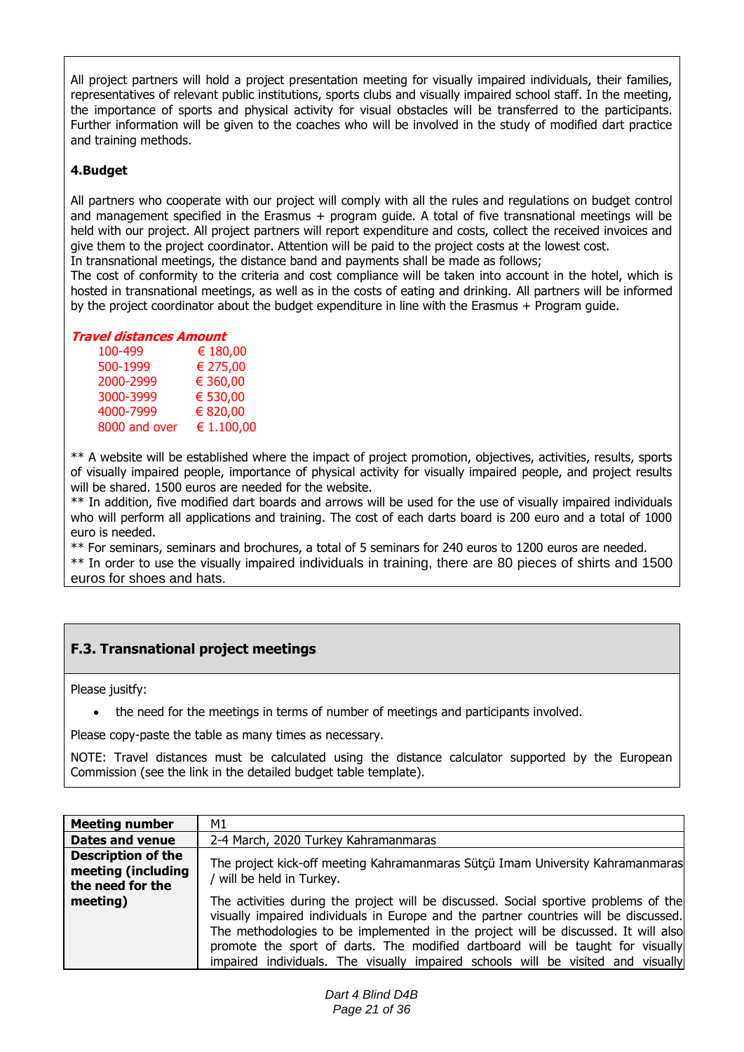All project partners will hold a project presentation meeting for visually impaired individuals, their families, representatives of relevant public institutions, sports clubs and visually impaired school staff. In the meeting, the importance of sports and physical activity for visual obstacles will be transferred to the participants. Further information will be given to the coaches who will be involved in the study of modified dart practice and training methods.

**4.Budget**

All partners who cooperate with our project will comply with all the rules and regulations on budget control and management specified in the Erasmus + program guide. A total of five transnational meetings will be held with our project. All project partners will report expenditure and costs, collect the received invoices and give them to the project coordinator. Attention will be paid to the project costs at the lowest cost.
In transnational meetings, the distance band and payments shall be made as follows;
The cost of conformity to the criteria and cost compliance will be taken into account in the hotel, which is hosted in transnational meetings, as well as in the costs of eating and drinking. All partners will be informed by the project coordinator about the budget expenditure in line with the Erasmus + Program guide.

| ***Travel distances*** | ***Amount*** |
|---|---|
| 100-499 | € 180,00 |
| 500-1999 | € 275,00 |
| 2000-2999 | € 360,00 |
| 3000-3999 | € 530,00 |
| 4000-7999 | € 820,00 |
| 8000 and over | € 1.100,00 |

** A website will be established where the impact of project promotion, objectives, activities, results, sports of visually impaired people, importance of physical activity for visually impaired people, and project results will be shared. 1500 euros are needed for the website.
** In addition, five modified dart boards and arrows will be used for the use of visually impaired individuals who will perform all applications and training. The cost of each darts board is 200 euro and a total of 1000 euro is needed.
** For seminars, seminars and brochures, a total of 5 seminars for 240 euros to 1200 euros are needed.
** In order to use the visually impaired individuals in training, there are 80 pieces of shirts and 1500 euros for shoes and hats.

## F.3. Transnational project meetings

Please jusitfy:

- the need for the meetings in terms of number of meetings and participants involved.

Please copy-paste the table as many times as necessary.

NOTE: Travel distances must be calculated using the distance calculator supported by the European Commission (see the link in the detailed budget table template).

| **Meeting number** | M1 |
|---|---|
| **Dates and venue** | 2-4 March, 2020 Turkey Kahramanmaras |
| **Description of the meeting (including the need for the meeting)** | The project kick-off meeting Kahramanmaras Sütçü Imam University Kahramanmaras / will be held in Turkey.<br><br>The activities during the project will be discussed. Social sportive problems of the visually impaired individuals in Europe and the partner countries will be discussed. The methodologies to be implemented in the project will be discussed. It will also promote the sport of darts. The modified dartboard will be taught for visually impaired individuals. The visually impaired schools will be visited and visually |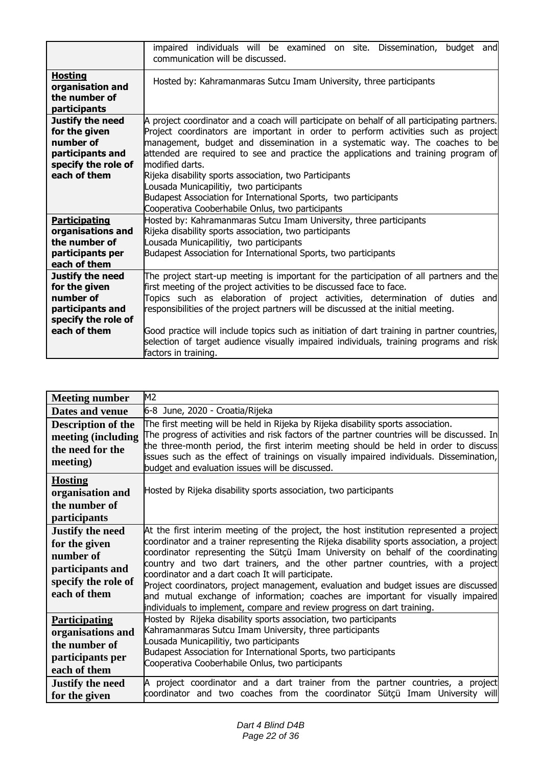| | |
|---|---|
| | impaired individuals will be examined on site. Dissemination, budget and communication will be discussed. |
| **Hosting organisation and the number of participants** | Hosted by: Kahramanmaras Sutcu Imam University, three participants |
| **Justify the need for the given number of participants and specify the role of each of them** | A project coordinator and a coach will participate on behalf of all participating partners. Project coordinators are important in order to perform activities such as project management, budget and dissemination in a systematic way. The coaches to be attended are required to see and practice the applications and training program of modified darts.<br>Rijeka disability sports association, two Participants<br>Lousada Municapilitiy, two participants<br>Budapest Association for International Sports, two participants<br>Cooperativa Cooberhabile Onlus, two participants |
| **Participating organisations and the number of participants per each of them** | Hosted by: Kahramanmaras Sutcu Imam University, three participants<br>Rijeka disability sports association, two participants<br>Lousada Municapilitiy, two participants<br>Budapest Association for International Sports, two participants |
| **Justify the need for the given number of participants and specify the role of each of them** | The project start-up meeting is important for the participation of all partners and the first meeting of the project activities to be discussed face to face.<br>Topics such as elaboration of project activities, determination of duties and responsibilities of the project partners will be discussed at the initial meeting.<br><br>Good practice will include topics such as initiation of dart training in partner countries, selection of target audience visually impaired individuals, training programs and risk factors in training. |

| **Meeting number** | M2 |
|---|---|
| **Dates and venue** | 6-8 June, 2020 - Croatia/Rijeka |
| **Description of the meeting (including the need for the meeting)** | The first meeting will be held in Rijeka by Rijeka disability sports association.<br>The progress of activities and risk factors of the partner countries will be discussed. In the three-month period, the first interim meeting should be held in order to discuss issues such as the effect of trainings on visually impaired individuals. Dissemination, budget and evaluation issues will be discussed. |
| **Hosting organisation and the number of participants** | Hosted by Rijeka disability sports association, two participants |
| **Justify the need for the given number of participants and specify the role of each of them** | At the first interim meeting of the project, the host institution represented a project coordinator and a trainer representing the Rijeka disability sports association, a project coordinator representing the Sütçü Imam University on behalf of the coordinating country and two dart trainers, and the other partner countries, with a project coordinator and a dart coach It will participate.<br>Project coordinators, project management, evaluation and budget issues are discussed and mutual exchange of information; coaches are important for visually impaired individuals to implement, compare and review progress on dart training. |
| **Participating organisations and the number of participants per each of them** | Hosted by Rijeka disability sports association, two participants<br>Kahramanmaras Sutcu Imam University, three participants<br>Lousada Municapilitiy, two participants<br>Budapest Association for International Sports, two participants<br>Cooperativa Cooberhabile Onlus, two participants |
| **Justify the need for the given** | A project coordinator and a dart trainer from the partner countries, a project coordinator and two coaches from the coordinator Sütçü Imam University will |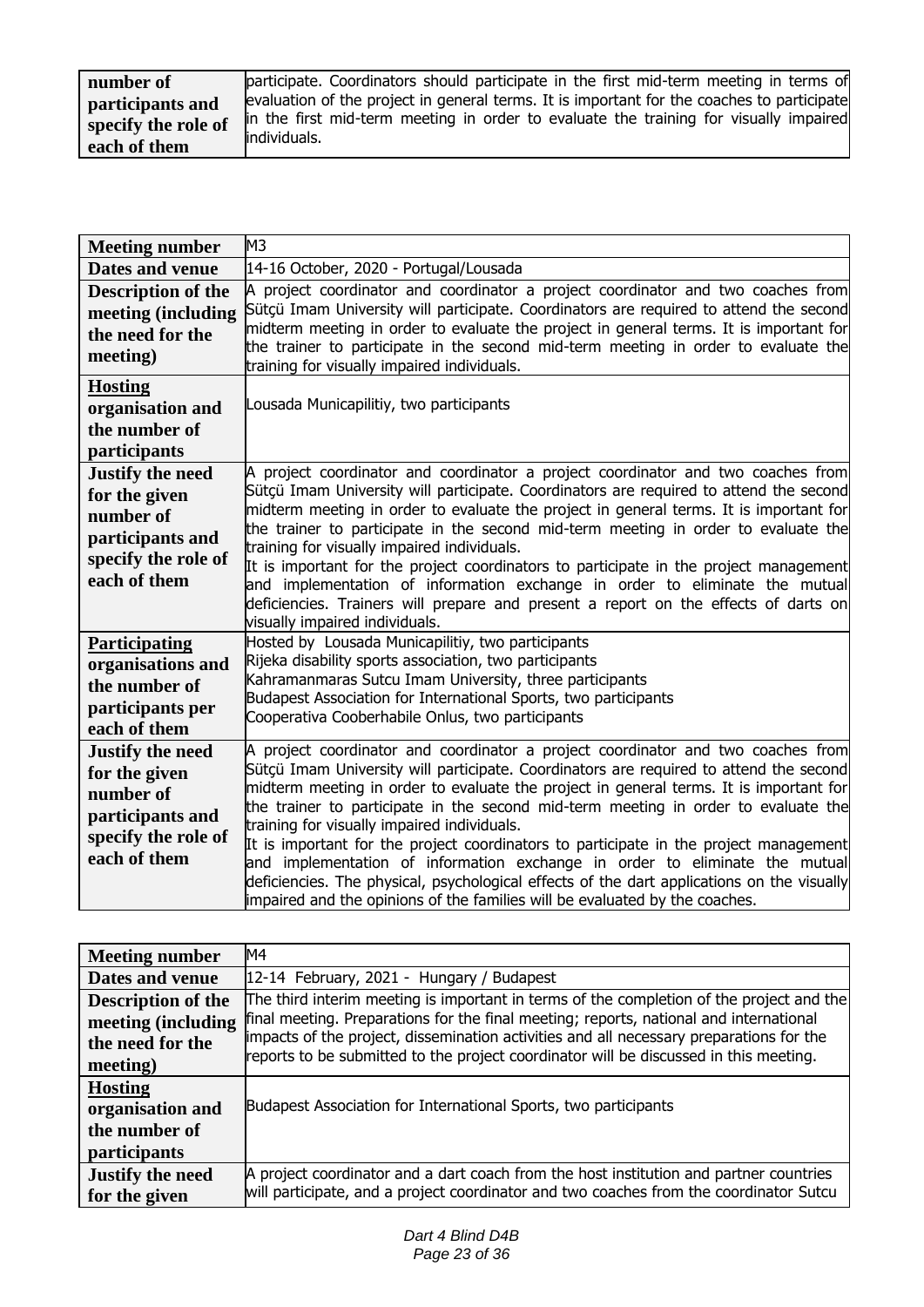| | |
|---|---|
| **number of participants and specify the role of each of them** | participate. Coordinators should participate in the first mid-term meeting in terms of evaluation of the project in general terms. It is important for the coaches to participate in the first mid-term meeting in order to evaluate the training for visually impaired individuals. |

| | |
|---|---|
| **Meeting number** | M3 |
| **Dates and venue** | 14-16 October, 2020 - Portugal/Lousada |
| **Description of the meeting (including the need for the meeting)** | A project coordinator and coordinator a project coordinator and two coaches from Sütçü Imam University will participate. Coordinators are required to attend the second midterm meeting in order to evaluate the project in general terms. It is important for the trainer to participate in the second mid-term meeting in order to evaluate the training for visually impaired individuals. |
| **Hosting organisation and the number of participants** | Lousada Municapilitiy, two participants |
| **Justify the need for the given number of participants and specify the role of each of them** | A project coordinator and coordinator a project coordinator and two coaches from Sütçü Imam University will participate. Coordinators are required to attend the second midterm meeting in order to evaluate the project in general terms. It is important for the trainer to participate in the second mid-term meeting in order to evaluate the training for visually impaired individuals.<br>It is important for the project coordinators to participate in the project management and implementation of information exchange in order to eliminate the mutual deficiencies. Trainers will prepare and present a report on the effects of darts on visually impaired individuals. |
| **Participating organisations and the number of participants per each of them** | Hosted by Lousada Municapilitiy, two participants<br>Rijeka disability sports association, two participants<br>Kahramanmaras Sutcu Imam University, three participants<br>Budapest Association for International Sports, two participants<br>Cooperativa Cooberhabile Onlus, two participants |
| **Justify the need for the given number of participants and specify the role of each of them** | A project coordinator and coordinator a project coordinator and two coaches from Sütçü Imam University will participate. Coordinators are required to attend the second midterm meeting in order to evaluate the project in general terms. It is important for the trainer to participate in the second mid-term meeting in order to evaluate the training for visually impaired individuals.<br>It is important for the project coordinators to participate in the project management and implementation of information exchange in order to eliminate the mutual deficiencies. The physical, psychological effects of the dart applications on the visually impaired and the opinions of the families will be evaluated by the coaches. |

| | |
|---|---|
| **Meeting number** | M4 |
| **Dates and venue** | 12-14 February, 2021 - Hungary / Budapest |
| **Description of the meeting (including the need for the meeting)** | The third interim meeting is important in terms of the completion of the project and the final meeting. Preparations for the final meeting; reports, national and international impacts of the project, dissemination activities and all necessary preparations for the reports to be submitted to the project coordinator will be discussed in this meeting. |
| **Hosting organisation and the number of participants** | Budapest Association for International Sports, two participants |
| **Justify the need for the given** | A project coordinator and a dart coach from the host institution and partner countries will participate, and a project coordinator and two coaches from the coordinator Sutcu |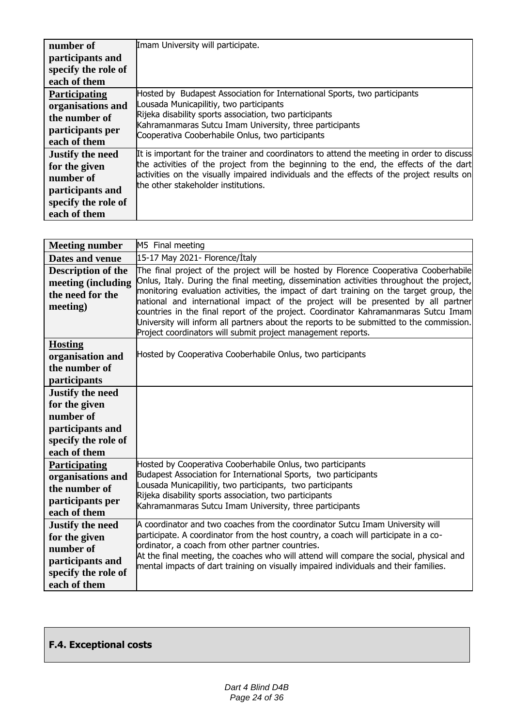| number of participants and specify the role of each of them | Imam University will participate. |
|---|---|
| **Participating organisations and the number of participants per each of them** | Hosted by Budapest Association for International Sports, two participants<br>Lousada Municapilitiy, two participants<br>Rijeka disability sports association, two participants<br>Kahramanmaras Sutcu Imam University, three participants<br>Cooperativa Cooberhabile Onlus, two participants |
| **Justify the need for the given number of participants and specify the role of each of them** | It is important for the trainer and coordinators to attend the meeting in order to discuss the activities of the project from the beginning to the end, the effects of the dart activities on the visually impaired individuals and the effects of the project results on the other stakeholder institutions. |

| **Meeting number** | M5 Final meeting |
|---|---|
| **Dates and venue** | 15-17 May 2021- Florence/İtaly |
| **Description of the meeting (including the need for the meeting)** | The final project of the project will be hosted by Florence Cooperativa Cooberhabile Onlus, Italy. During the final meeting, dissemination activities throughout the project, monitoring evaluation activities, the impact of dart training on the target group, the national and international impact of the project will be presented by all partner countries in the final report of the project. Coordinator Kahramanmaras Sutcu Imam University will inform all partners about the reports to be submitted to the commission. Project coordinators will submit project management reports. |
| **Hosting organisation and the number of participants** | Hosted by Cooperativa Cooberhabile Onlus, two participants |
| **Justify the need for the given number of participants and specify the role of each of them** | |
| **Participating organisations and the number of participants per each of them** | Hosted by Cooperativa Cooberhabile Onlus, two participants<br>Budapest Association for International Sports, two participants<br>Lousada Municapilitiy, two participants, two participants<br>Rijeka disability sports association, two participants<br>Kahramanmaras Sutcu Imam University, three participants |
| **Justify the need for the given number of participants and specify the role of each of them** | A coordinator and two coaches from the coordinator Sutcu Imam University will participate. A coordinator from the host country, a coach will participate in a co-ordinator, a coach from other partner countries.<br>At the final meeting, the coaches who will attend will compare the social, physical and mental impacts of dart training on visually impaired individuals and their families. |

**F.4. Exceptional costs**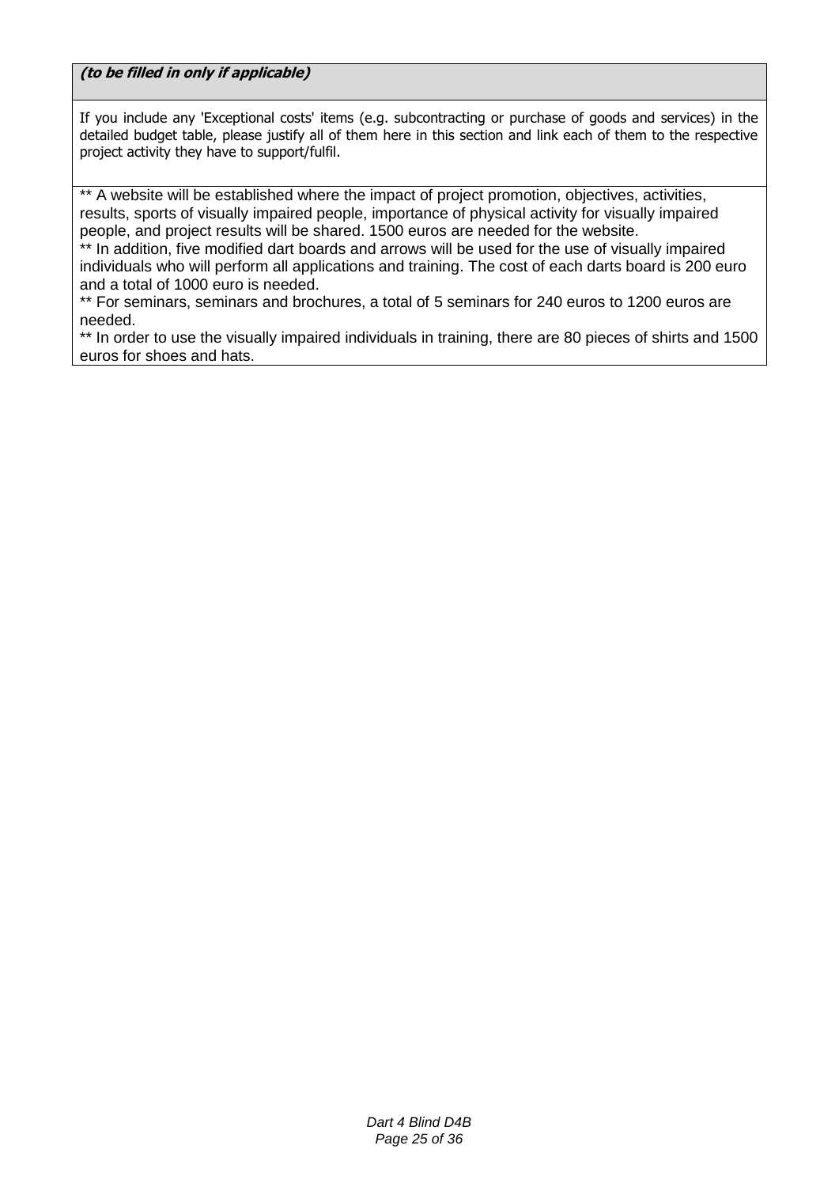| ***(to be filled in only if applicable)*** |
| --- |
| If you include any 'Exceptional costs' items (e.g. subcontracting or purchase of goods and services) in the detailed budget table, please justify all of them here in this section and link each of them to the respective project activity they have to support/fulfil. |
| ** A website will be established where the impact of project promotion, objectives, activities, results, sports of visually impaired people, importance of physical activity for visually impaired people, and project results will be shared. 1500 euros are needed for the website.<br>** In addition, five modified dart boards and arrows will be used for the use of visually impaired individuals who will perform all applications and training. The cost of each darts board is 200 euro and a total of 1000 euro is needed.<br>** For seminars, seminars and brochures, a total of 5 seminars for 240 euros to 1200 euros are needed.<br>** In order to use the visually impaired individuals in training, there are 80 pieces of shirts and 1500 euros for shoes and hats. |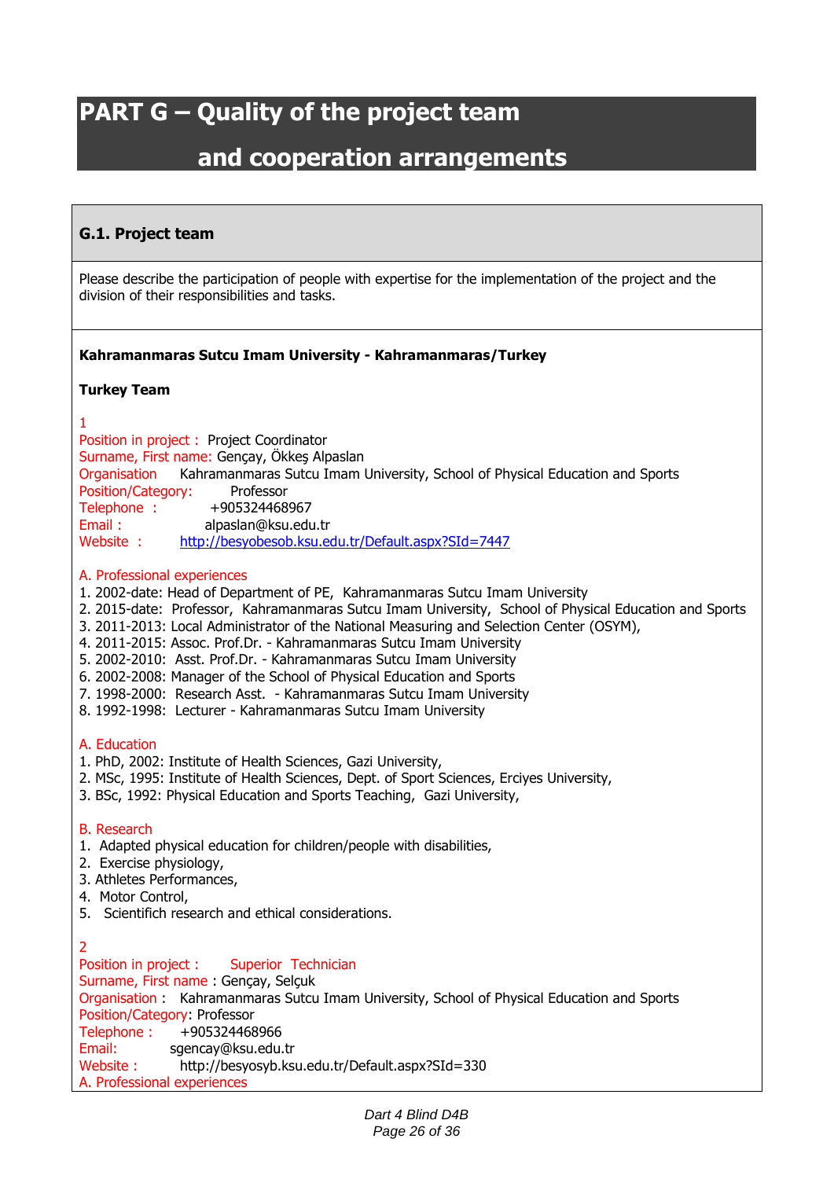# PART G – Quality of the project team and cooperation arrangements

## G.1. Project team

Please describe the participation of people with expertise for the implementation of the project and the division of their responsibilities and tasks.

**Kahramanmaras Sutcu Imam University - Kahramanmaras/Turkey**

**Turkey Team**

1
Position in project : Project Coordinator
Surname, First name: Gençay, Ökkeş Alpaslan
Organisation Kahramanmaras Sutcu Imam University, School of Physical Education and Sports
Position/Category: Professor
Telephone : +905324468967
Email : alpaslan@ksu.edu.tr
Website : http://besyobesob.ksu.edu.tr/Default.aspx?SId=7447

A. Professional experiences
1. 2002-date: Head of Department of PE, Kahramanmaras Sutcu Imam University
2. 2015-date: Professor, Kahramanmaras Sutcu Imam University, School of Physical Education and Sports
3. 2011-2013: Local Administrator of the National Measuring and Selection Center (OSYM),
4. 2011-2015: Assoc. Prof.Dr. - Kahramanmaras Sutcu Imam University
5. 2002-2010: Asst. Prof.Dr. - Kahramanmaras Sutcu Imam University
6. 2002-2008: Manager of the School of Physical Education and Sports
7. 1998-2000: Research Asst. - Kahramanmaras Sutcu Imam University
8. 1992-1998: Lecturer - Kahramanmaras Sutcu Imam University

A. Education
1. PhD, 2002: Institute of Health Sciences, Gazi University,
2. MSc, 1995: Institute of Health Sciences, Dept. of Sport Sciences, Erciyes University,
3. BSc, 1992: Physical Education and Sports Teaching, Gazi University,

B. Research
1. Adapted physical education for children/people with disabilities,
2. Exercise physiology,
3. Athletes Performances,
4. Motor Control,
5. Scientifich research and ethical considerations.

2
Position in project : Superior Technician
Surname, First name : Gençay, Selçuk
Organisation : Kahramanmaras Sutcu Imam University, School of Physical Education and Sports
Position/Category: Professor
Telephone : +905324468966
Email: sgencay@ksu.edu.tr
Website : http://besyosyb.ksu.edu.tr/Default.aspx?SId=330
A. Professional experiences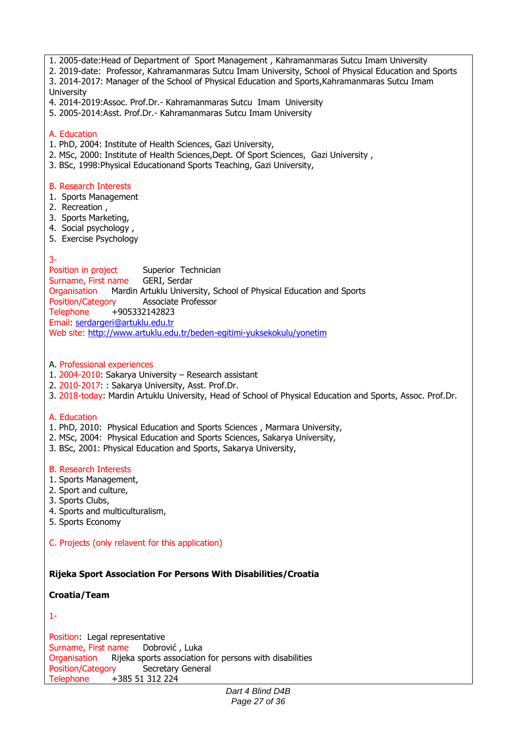1. 2005-date:Head of Department of Sport Management , Kahramanmaras Sutcu Imam University
2. 2019-date: Professor, Kahramanmaras Sutcu Imam University, School of Physical Education and Sports
3. 2014-2017: Manager of the School of Physical Education and Sports,Kahramanmaras Sutcu Imam University
4. 2014-2019:Assoc. Prof.Dr.- Kahramanmaras Sutcu Imam University
5. 2005-2014:Asst. Prof.Dr.- Kahramanmaras Sutcu Imam University

A. Education

1. PhD, 2004: Institute of Health Sciences, Gazi University,
2. MSc, 2000: Institute of Health Sciences,Dept. Of Sport Sciences, Gazi University ,
3. BSc, 1998:Physical Educationand Sports Teaching, Gazi University,

B. Research Interests

1. Sports Management
2. Recreation ,
3. Sports Marketing,
4. Social psychology ,
5. Exercise Psychology

3-

Position in project Superior Technician
Surname, First name GERI, Serdar
Organisation Mardin Artuklu University, School of Physical Education and Sports
Position/Category Associate Professor
Telephone +905332142823
Email: serdargeri@artuklu.edu.tr
Web site: http://www.artuklu.edu.tr/beden-egitimi-yuksekokulu/yonetim

A. Professional experiences

1. 2004-2010: Sakarya University – Research assistant
2. 2010-2017: : Sakarya University, Asst. Prof.Dr.
3. 2018-today: Mardin Artuklu University, Head of School of Physical Education and Sports, Assoc. Prof.Dr.

A. Education

1. PhD, 2010: Physical Education and Sports Sciences , Marmara University,
2. MSc, 2004: Physical Education and Sports Sciences, Sakarya University,
3. BSc, 2001: Physical Education and Sports, Sakarya University,

B. Research Interests

1. Sports Management,
2. Sport and culture,
3. Sports Clubs,
4. Sports and multiculturalism,
5. Sports Economy

C. Projects (only relavent for this application)

**Rijeka Sport Association For Persons With Disabilities/Croatia**

**Croatia/Team**

1-

Position: Legal representative
Surname, First name Dobrović , Luka
Organisation Rijeka sports association for persons with disabilities
Position/Category Secretary General
Telephone +385 51 312 224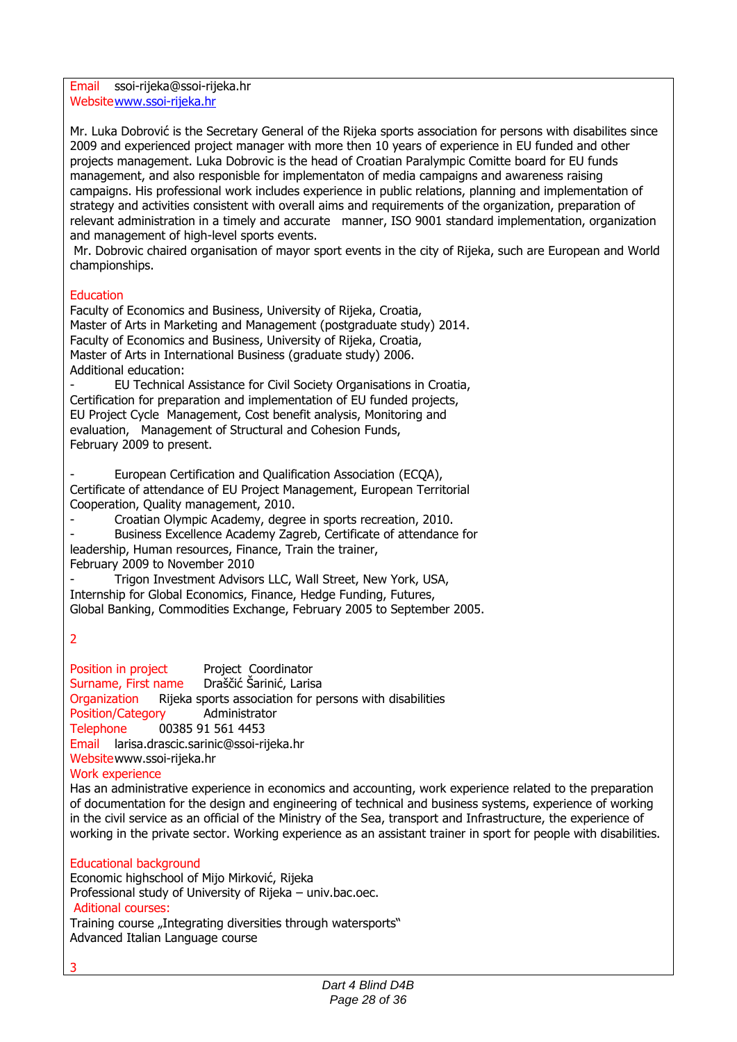Email ssoi-rijeka@ssoi-rijeka.hr
Website www.ssoi-rijeka.hr

Mr. Luka Dobrović is the Secretary General of the Rijeka sports association for persons with disabilites since 2009 and experienced project manager with more then 10 years of experience in EU funded and other projects management. Luka Dobrovic is the head of Croatian Paralympic Comitte board for EU funds management, and also responisble for implementaton of media campaigns and awareness raising campaigns. His professional work includes experience in public relations, planning and implementation of strategy and activities consistent with overall aims and requirements of the organization, preparation of relevant administration in a timely and accurate manner, ISO 9001 standard implementation, organization and management of high-level sports events.
Mr. Dobrovic chaired organisation of mayor sport events in the city of Rijeka, such are European and World championships.

Education
Faculty of Economics and Business, University of Rijeka, Croatia,
Master of Arts in Marketing and Management (postgraduate study) 2014.
Faculty of Economics and Business, University of Rijeka, Croatia,
Master of Arts in International Business (graduate study) 2006.
Additional education:
- EU Technical Assistance for Civil Society Organisations in Croatia, Certification for preparation and implementation of EU funded projects, EU Project Cycle Management, Cost benefit analysis, Monitoring and evaluation, Management of Structural and Cohesion Funds, February 2009 to present.

- European Certification and Qualification Association (ECQA), Certificate of attendance of EU Project Management, European Territorial Cooperation, Quality management, 2010.
- Croatian Olympic Academy, degree in sports recreation, 2010.
- Business Excellence Academy Zagreb, Certificate of attendance for leadership, Human resources, Finance, Train the trainer, February 2009 to November 2010
- Trigon Investment Advisors LLC, Wall Street, New York, USA, Internship for Global Economics, Finance, Hedge Funding, Futures, Global Banking, Commodities Exchange, February 2005 to September 2005.

2

Position in project Project Coordinator
Surname, First name Draščić Šarinić, Larisa
Organization Rijeka sports association for persons with disabilities
Position/Category Administrator
Telephone 00385 91 561 4453
Email larisa.drascic.sarinic@ssoi-rijeka.hr
Website www.ssoi-rijeka.hr
Work experience
Has an administrative experience in economics and accounting, work experience related to the preparation of documentation for the design and engineering of technical and business systems, experience of working in the civil service as an official of the Ministry of the Sea, transport and Infrastructure, the experience of working in the private sector. Working experience as an assistant trainer in sport for people with disabilities.

Educational background
Economic highschool of Mijo Mirković, Rijeka
Professional study of University of Rijeka – univ.bac.oec.
Aditional courses:
Training course „Integrating diversities through watersports"
Advanced Italian Language course

3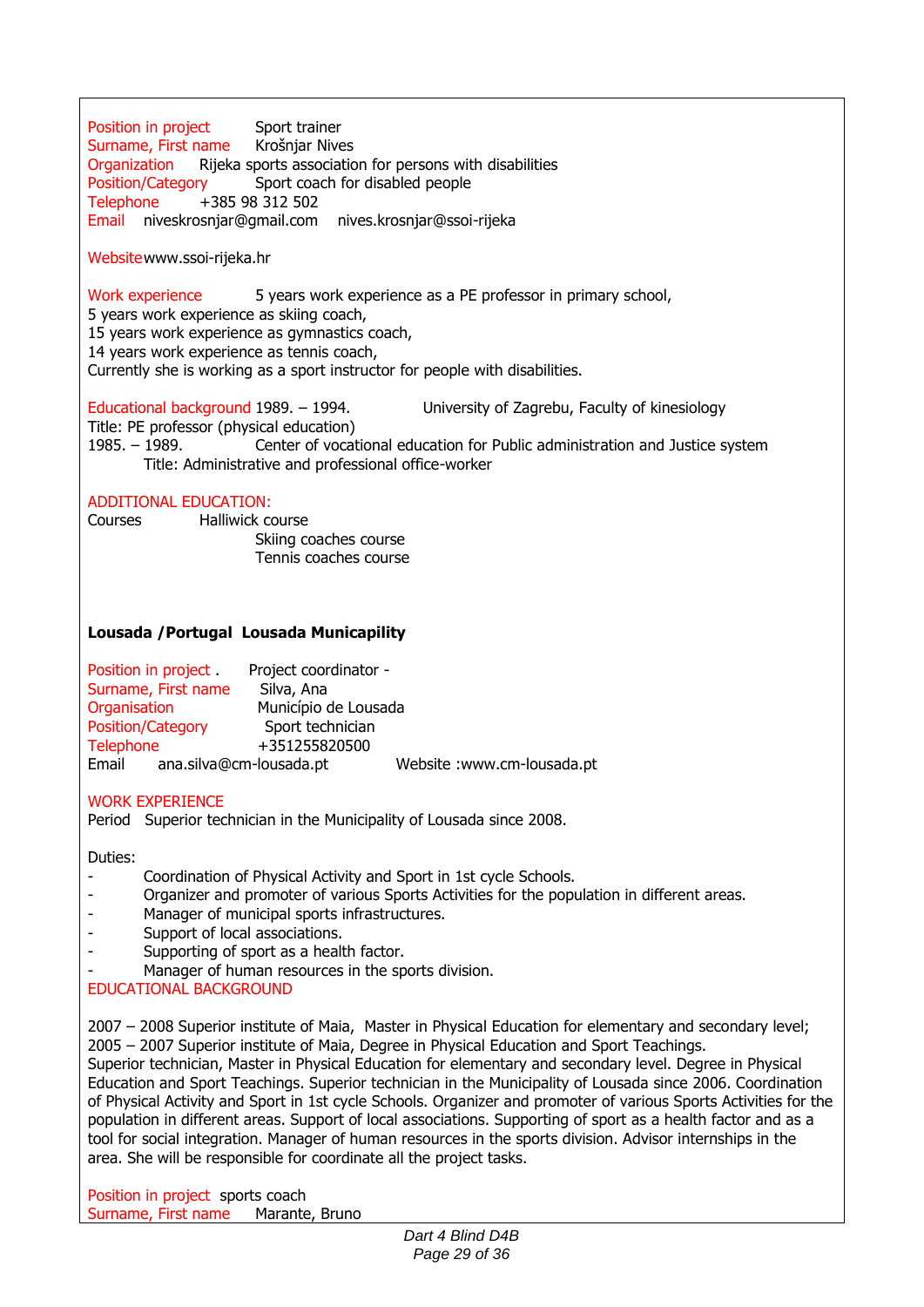Position in project Sport trainer
Surname, First name Krošnjar Nives
Organization Rijeka sports association for persons with disabilities
Position/Category Sport coach for disabled people
Telephone +385 98 312 502
Email niveskrosnjar@gmail.com nives.krosnjar@ssoi-rijeka

Website www.ssoi-rijeka.hr

Work experience 5 years work experience as a PE professor in primary school,
5 years work experience as skiing coach,
15 years work experience as gymnastics coach,
14 years work experience as tennis coach,
Currently she is working as a sport instructor for people with disabilities.

Educational background 1989. – 1994. University of Zagrebu, Faculty of kinesiology
Title: PE professor (physical education)
1985. – 1989. Center of vocational education for Public administration and Justice system
Title: Administrative and professional office-worker

ADDITIONAL EDUCATION:
Courses Halliwick course
Skiing coaches course
Tennis coaches course

**Lousada /Portugal Lousada Municapility**

Position in project . Project coordinator -
Surname, First name Silva, Ana
Organisation Município de Lousada
Position/Category Sport technician
Telephone +351255820500
Email ana.silva@cm-lousada.pt Website :www.cm-lousada.pt

WORK EXPERIENCE
Period Superior technician in the Municipality of Lousada since 2008.

Duties:

- Coordination of Physical Activity and Sport in 1st cycle Schools.
- Organizer and promoter of various Sports Activities for the population in different areas.
- Manager of municipal sports infrastructures.
- Support of local associations.
- Supporting of sport as a health factor.
- Manager of human resources in the sports division.

EDUCATIONAL BACKGROUND

2007 – 2008 Superior institute of Maia, Master in Physical Education for elementary and secondary level;
2005 – 2007 Superior institute of Maia, Degree in Physical Education and Sport Teachings.
Superior technician, Master in Physical Education for elementary and secondary level. Degree in Physical Education and Sport Teachings. Superior technician in the Municipality of Lousada since 2006. Coordination of Physical Activity and Sport in 1st cycle Schools. Organizer and promoter of various Sports Activities for the population in different areas. Support of local associations. Supporting of sport as a health factor and as a tool for social integration. Manager of human resources in the sports division. Advisor internships in the area. She will be responsible for coordinate all the project tasks.

Position in project sports coach
Surname, First name Marante, Bruno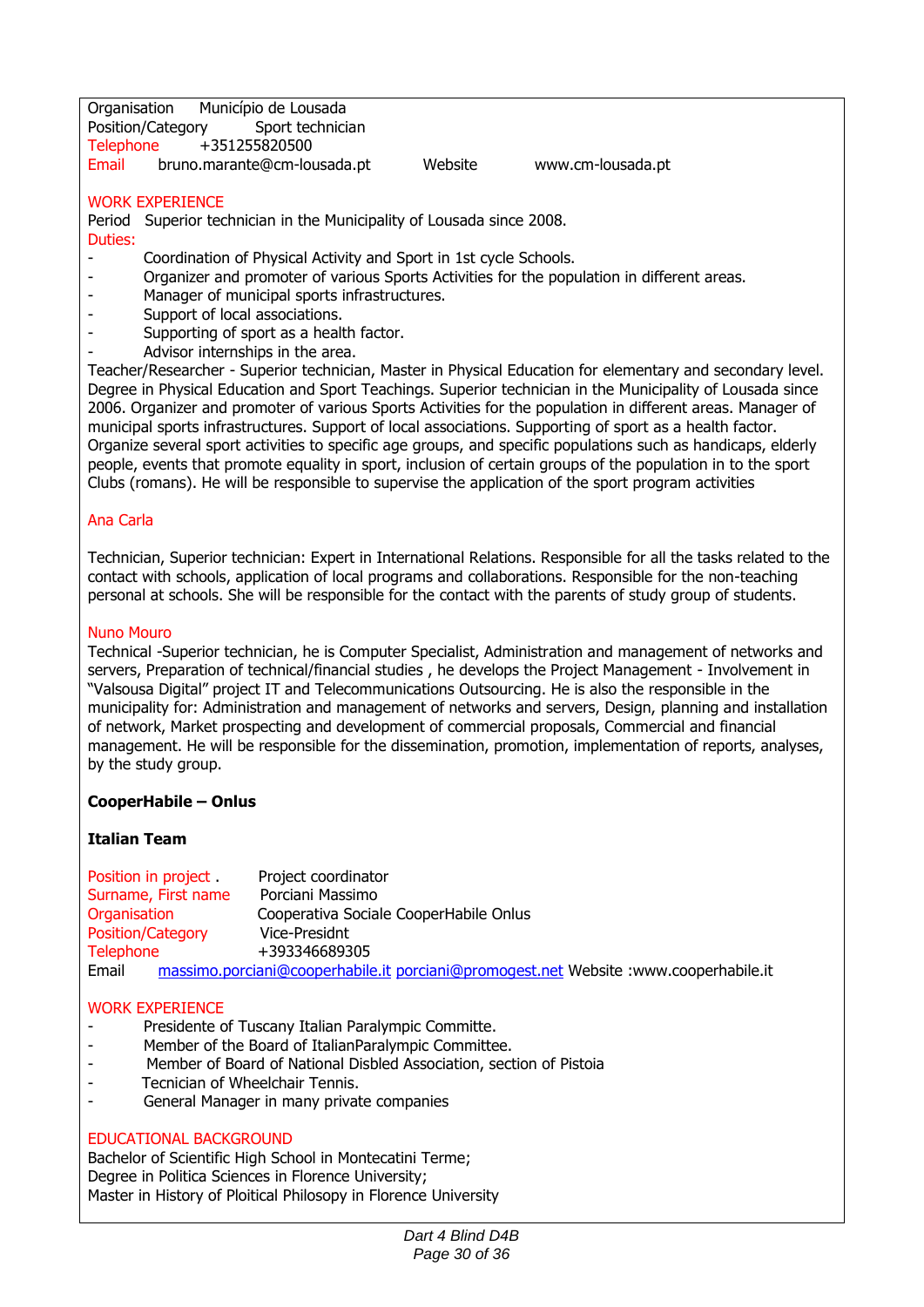Organisation Município de Lousada
Position/Category Sport technician
Telephone +351255820500
Email bruno.marante@cm-lousada.pt Website www.cm-lousada.pt

WORK EXPERIENCE

Period Superior technician in the Municipality of Lousada since 2008.

Duties:

- Coordination of Physical Activity and Sport in 1st cycle Schools.
- Organizer and promoter of various Sports Activities for the population in different areas.
- Manager of municipal sports infrastructures.
- Support of local associations.
- Supporting of sport as a health factor.
- Advisor internships in the area.

Teacher/Researcher - Superior technician, Master in Physical Education for elementary and secondary level. Degree in Physical Education and Sport Teachings. Superior technician in the Municipality of Lousada since 2006. Organizer and promoter of various Sports Activities for the population in different areas. Manager of municipal sports infrastructures. Support of local associations. Supporting of sport as a health factor. Organize several sport activities to specific age groups, and specific populations such as handicaps, elderly people, events that promote equality in sport, inclusion of certain groups of the population in to the sport Clubs (romans). He will be responsible to supervise the application of the sport program activities

Ana Carla

Technician, Superior technician: Expert in International Relations. Responsible for all the tasks related to the contact with schools, application of local programs and collaborations. Responsible for the non-teaching personal at schools. She will be responsible for the contact with the parents of study group of students.

Nuno Mouro

Technical -Superior technician, he is Computer Specialist, Administration and management of networks and servers, Preparation of technical/financial studies , he develops the Project Management - Involvement in "Valsousa Digital" project IT and Telecommunications Outsourcing. He is also the responsible in the municipality for: Administration and management of networks and servers, Design, planning and installation of network, Market prospecting and development of commercial proposals, Commercial and financial management. He will be responsible for the dissemination, promotion, implementation of reports, analyses, by the study group.

**CooperHabile – Onlus**

**Italian Team**

Position in project . Project coordinator
Surname, First name Porciani Massimo
Organisation Cooperativa Sociale CooperHabile Onlus
Position/Category Vice-Presidnt
Telephone +393346689305
Email massimo.porciani@cooperhabile.it porciani@promogest.net Website :www.cooperhabile.it

WORK EXPERIENCE

- Presidente of Tuscany Italian Paralympic Committe.
- Member of the Board of ItalianParalympic Committee.
- Member of Board of National Disbled Association, section of Pistoia
- Tecnician of Wheelchair Tennis.
- General Manager in many private companies

EDUCATIONAL BACKGROUND

Bachelor of Scientific High School in Montecatini Terme;
Degree in Politica Sciences in Florence University;
Master in History of Ploitical Philosophy in Florence University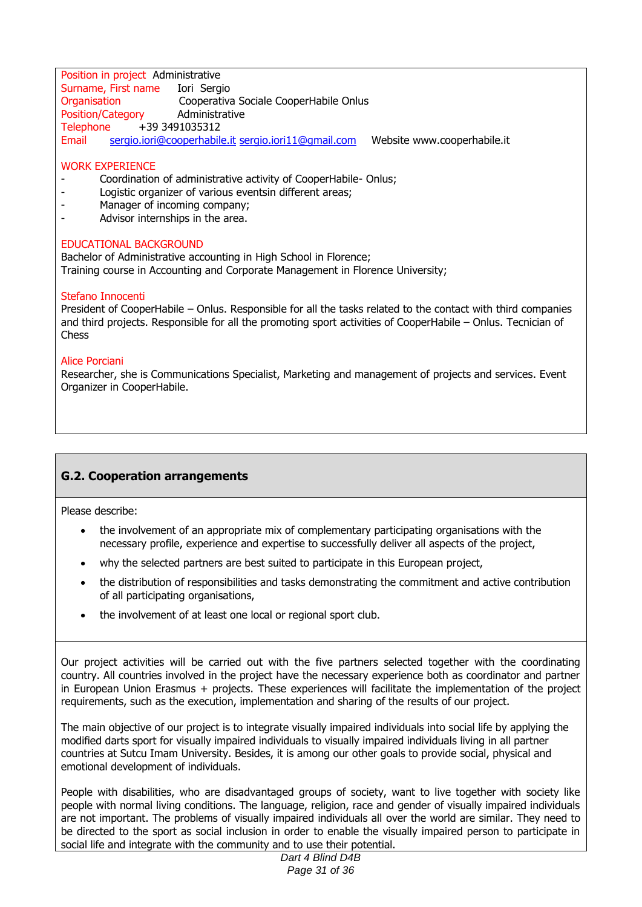Position in project Administrative
Surname, First name Iori Sergio
Organisation Cooperativa Sociale CooperHabile Onlus
Position/Category Administrative
Telephone +39 3491035312
Email sergio.iori@cooperhabile.it sergio.iori11@gmail.com Website www.cooperhabile.it

WORK EXPERIENCE

- Coordination of administrative activity of CooperHabile- Onlus;
- Logistic organizer of various eventsin different areas;
- Manager of incoming company;
- Advisor internships in the area.

EDUCATIONAL BACKGROUND

Bachelor of Administrative accounting in High School in Florence;
Training course in Accounting and Corporate Management in Florence University;

Stefano Innocenti

President of CooperHabile – Onlus. Responsible for all the tasks related to the contact with third companies and third projects. Responsible for all the promoting sport activities of CooperHabile – Onlus. Tecnician of Chess

Alice Porciani

Researcher, she is Communications Specialist, Marketing and management of projects and services. Event Organizer in CooperHabile.

## G.2. Cooperation arrangements

Please describe:

- the involvement of an appropriate mix of complementary participating organisations with the necessary profile, experience and expertise to successfully deliver all aspects of the project,
- why the selected partners are best suited to participate in this European project,
- the distribution of responsibilities and tasks demonstrating the commitment and active contribution of all participating organisations,
- the involvement of at least one local or regional sport club.

Our project activities will be carried out with the five partners selected together with the coordinating country. All countries involved in the project have the necessary experience both as coordinator and partner in European Union Erasmus + projects. These experiences will facilitate the implementation of the project requirements, such as the execution, implementation and sharing of the results of our project.

The main objective of our project is to integrate visually impaired individuals into social life by applying the modified darts sport for visually impaired individuals to visually impaired individuals living in all partner countries at Sutcu Imam University. Besides, it is among our other goals to provide social, physical and emotional development of individuals.

People with disabilities, who are disadvantaged groups of society, want to live together with society like people with normal living conditions. The language, religion, race and gender of visually impaired individuals are not important. The problems of visually impaired individuals all over the world are similar. They need to be directed to the sport as social inclusion in order to enable the visually impaired person to participate in social life and integrate with the community and to use their potential.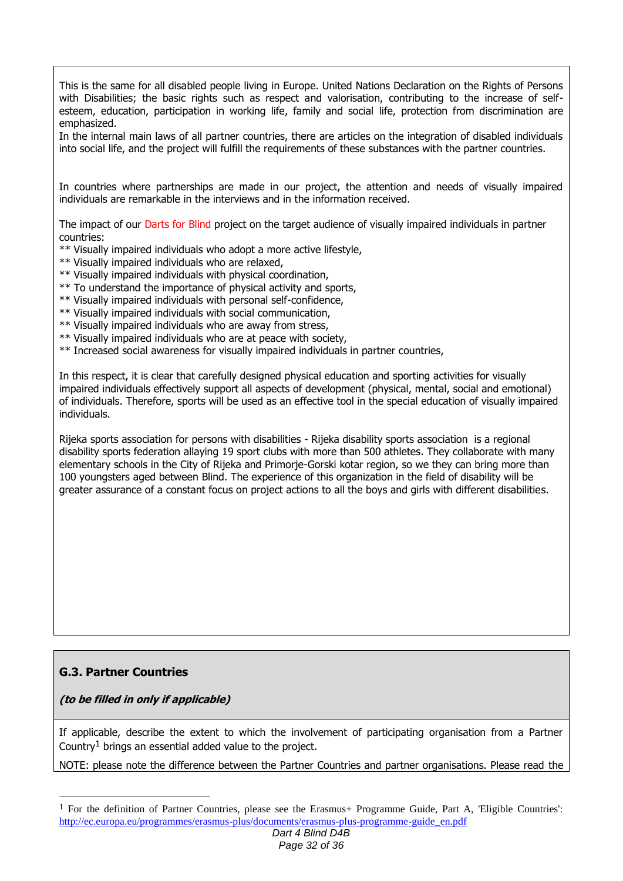This is the same for all disabled people living in Europe. United Nations Declaration on the Rights of Persons with Disabilities; the basic rights such as respect and valorisation, contributing to the increase of self-esteem, education, participation in working life, family and social life, protection from discrimination are emphasized.

In the internal main laws of all partner countries, there are articles on the integration of disabled individuals into social life, and the project will fulfill the requirements of these substances with the partner countries.

In countries where partnerships are made in our project, the attention and needs of visually impaired individuals are remarkable in the interviews and in the information received.

The impact of our Darts for Blind project on the target audience of visually impaired individuals in partner countries:

** Visually impaired individuals who adopt a more active lifestyle,
** Visually impaired individuals who are relaxed,
** Visually impaired individuals with physical coordination,
** To understand the importance of physical activity and sports,
** Visually impaired individuals with personal self-confidence,
** Visually impaired individuals with social communication,
** Visually impaired individuals who are away from stress,
** Visually impaired individuals who are at peace with society,
** Increased social awareness for visually impaired individuals in partner countries,

In this respect, it is clear that carefully designed physical education and sporting activities for visually impaired individuals effectively support all aspects of development (physical, mental, social and emotional) of individuals. Therefore, sports will be used as an effective tool in the special education of visually impaired individuals.

Rijeka sports association for persons with disabilities - Rijeka disability sports association is a regional disability sports federation allaying 19 sport clubs with more than 500 athletes. They collaborate with many elementary schools in the City of Rijeka and Primorje-Gorski kotar region, so we they can bring more than 100 youngsters aged between Blind. The experience of this organization in the field of disability will be greater assurance of a constant focus on project actions to all the boys and girls with different disabilities.

### G.3. Partner Countries

***(to be filled in only if applicable)***

If applicable, describe the extent to which the involvement of participating organisation from a Partner Country[1] brings an essential added value to the project.

NOTE: please note the difference between the Partner Countries and partner organisations. Please read the

[1] For the definition of Partner Countries, please see the Erasmus+ Programme Guide, Part A, 'Eligible Countries': http://ec.europa.eu/programmes/erasmus-plus/documents/erasmus-plus-programme-guide_en.pdf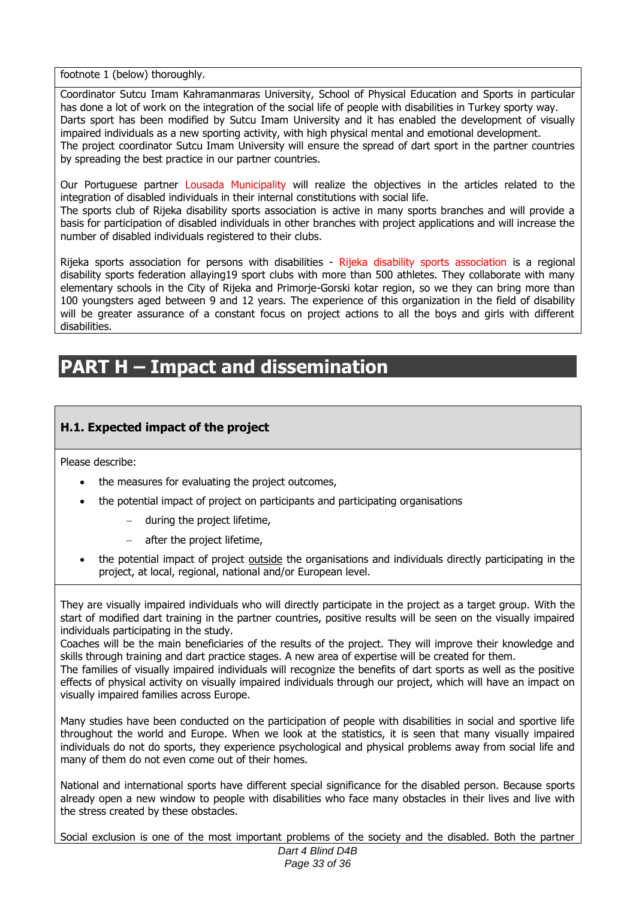footnote 1 (below) thoroughly.

Coordinator Sutcu Imam Kahramanmaras University, School of Physical Education and Sports in particular has done a lot of work on the integration of the social life of people with disabilities in Turkey sporty way. Darts sport has been modified by Sutcu Imam University and it has enabled the development of visually impaired individuals as a new sporting activity, with high physical mental and emotional development. The project coordinator Sutcu Imam University will ensure the spread of dart sport in the partner countries by spreading the best practice in our partner countries.

Our Portuguese partner Lousada Municipality will realize the objectives in the articles related to the integration of disabled individuals in their internal constitutions with social life. The sports club of Rijeka disability sports association is active in many sports branches and will provide a basis for participation of disabled individuals in other branches with project applications and will increase the number of disabled individuals registered to their clubs.

Rijeka sports association for persons with disabilities - Rijeka disability sports association is a regional disability sports federation allaying19 sport clubs with more than 500 athletes. They collaborate with many elementary schools in the City of Rijeka and Primorje-Gorski kotar region, so we they can bring more than 100 youngsters aged between 9 and 12 years. The experience of this organization in the field of disability will be greater assurance of a constant focus on project actions to all the boys and girls with different disabilities.

# PART H – Impact and dissemination

### H.1. Expected impact of the project

Please describe:

- the measures for evaluating the project outcomes,
- the potential impact of project on participants and participating organisations
  - during the project lifetime,
  - after the project lifetime,
- the potential impact of project outside the organisations and individuals directly participating in the project, at local, regional, national and/or European level.

They are visually impaired individuals who will directly participate in the project as a target group. With the start of modified dart training in the partner countries, positive results will be seen on the visually impaired individuals participating in the study.
Coaches will be the main beneficiaries of the results of the project. They will improve their knowledge and skills through training and dart practice stages. A new area of expertise will be created for them.
The families of visually impaired individuals will recognize the benefits of dart sports as well as the positive effects of physical activity on visually impaired individuals through our project, which will have an impact on visually impaired families across Europe.

Many studies have been conducted on the participation of people with disabilities in social and sportive life throughout the world and Europe. When we look at the statistics, it is seen that many visually impaired individuals do not do sports, they experience psychological and physical problems away from social life and many of them do not even come out of their homes.

National and international sports have different special significance for the disabled person. Because sports already open a new window to people with disabilities who face many obstacles in their lives and live with the stress created by these obstacles.

Social exclusion is one of the most important problems of the society and the disabled. Both the partner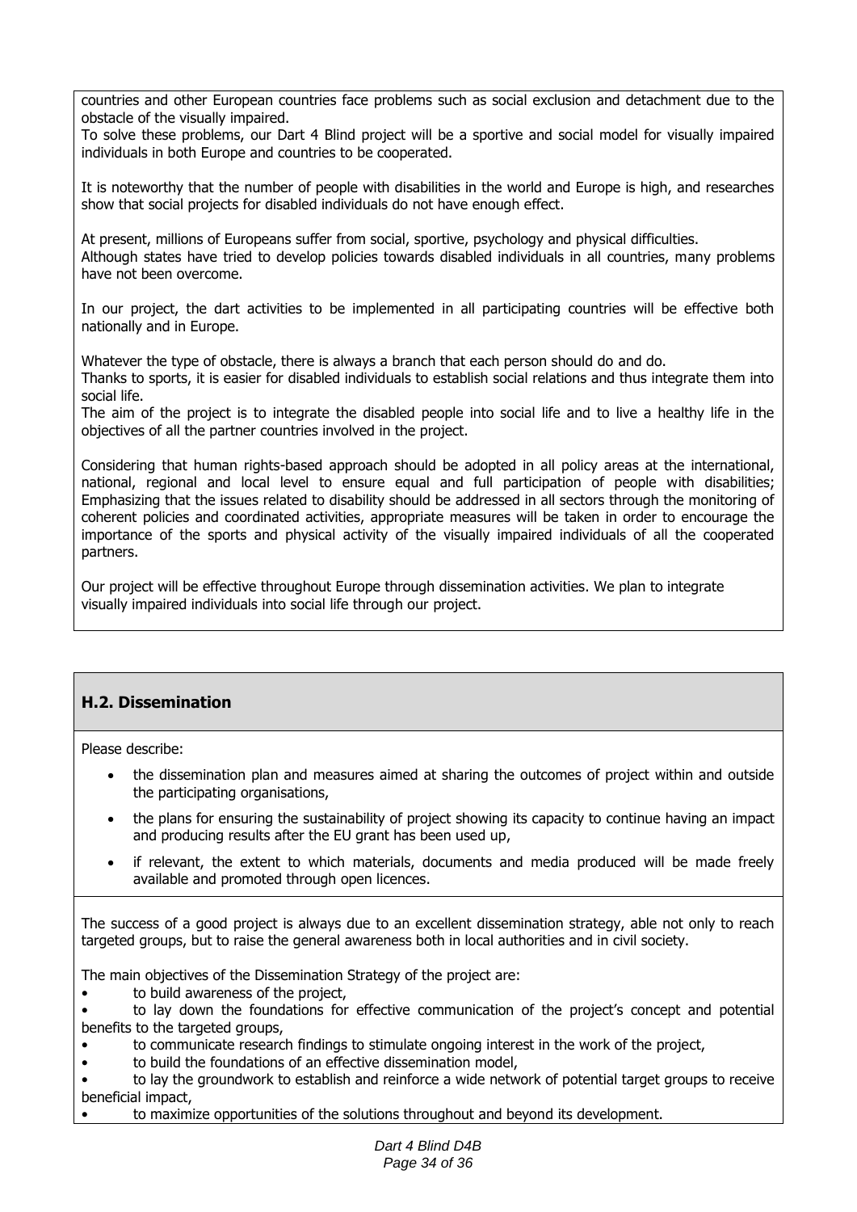countries and other European countries face problems such as social exclusion and detachment due to the obstacle of the visually impaired.
To solve these problems, our Dart 4 Blind project will be a sportive and social model for visually impaired individuals in both Europe and countries to be cooperated.

It is noteworthy that the number of people with disabilities in the world and Europe is high, and researches show that social projects for disabled individuals do not have enough effect.

At present, millions of Europeans suffer from social, sportive, psychology and physical difficulties.
Although states have tried to develop policies towards disabled individuals in all countries, many problems have not been overcome.

In our project, the dart activities to be implemented in all participating countries will be effective both nationally and in Europe.

Whatever the type of obstacle, there is always a branch that each person should do and do.
Thanks to sports, it is easier for disabled individuals to establish social relations and thus integrate them into social life.
The aim of the project is to integrate the disabled people into social life and to live a healthy life in the objectives of all the partner countries involved in the project.

Considering that human rights-based approach should be adopted in all policy areas at the international, national, regional and local level to ensure equal and full participation of people with disabilities; Emphasizing that the issues related to disability should be addressed in all sectors through the monitoring of coherent policies and coordinated activities, appropriate measures will be taken in order to encourage the importance of the sports and physical activity of the visually impaired individuals of all the cooperated partners.

Our project will be effective throughout Europe through dissemination activities. We plan to integrate visually impaired individuals into social life through our project.

## H.2. Dissemination

Please describe:

- the dissemination plan and measures aimed at sharing the outcomes of project within and outside the participating organisations,
- the plans for ensuring the sustainability of project showing its capacity to continue having an impact and producing results after the EU grant has been used up,
- if relevant, the extent to which materials, documents and media produced will be made freely available and promoted through open licences.

The success of a good project is always due to an excellent dissemination strategy, able not only to reach targeted groups, but to raise the general awareness both in local authorities and in civil society.

The main objectives of the Dissemination Strategy of the project are:

- to build awareness of the project,
- to lay down the foundations for effective communication of the project's concept and potential benefits to the targeted groups,
- to communicate research findings to stimulate ongoing interest in the work of the project,
- to build the foundations of an effective dissemination model,
- to lay the groundwork to establish and reinforce a wide network of potential target groups to receive beneficial impact,
- to maximize opportunities of the solutions throughout and beyond its development.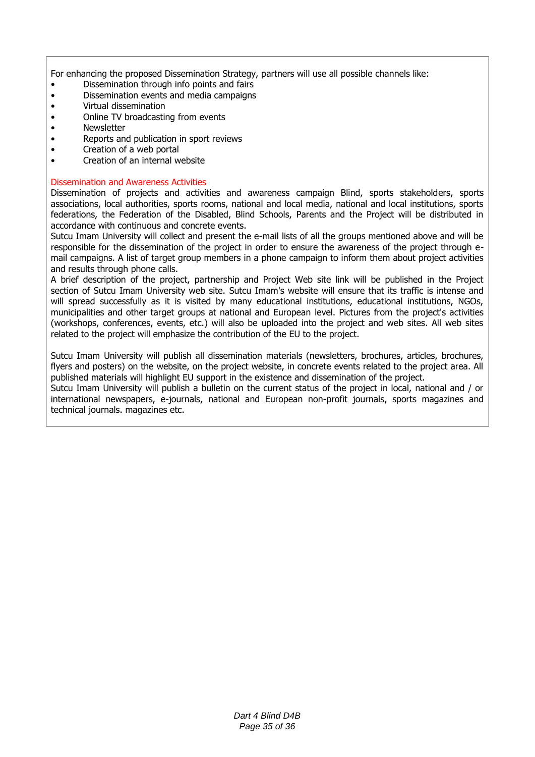For enhancing the proposed Dissemination Strategy, partners will use all possible channels like:

- Dissemination through info points and fairs
- Dissemination events and media campaigns
- Virtual dissemination
- Online TV broadcasting from events
- Newsletter
- Reports and publication in sport reviews
- Creation of a web portal
- Creation of an internal website

### Dissemination and Awareness Activities

Dissemination of projects and activities and awareness campaign Blind, sports stakeholders, sports associations, local authorities, sports rooms, national and local media, national and local institutions, sports federations, the Federation of the Disabled, Blind Schools, Parents and the Project will be distributed in accordance with continuous and concrete events.

Sutcu Imam University will collect and present the e-mail lists of all the groups mentioned above and will be responsible for the dissemination of the project in order to ensure the awareness of the project through e-mail campaigns. A list of target group members in a phone campaign to inform them about project activities and results through phone calls.

A brief description of the project, partnership and Project Web site link will be published in the Project section of Sutcu Imam University web site. Sutcu Imam's website will ensure that its traffic is intense and will spread successfully as it is visited by many educational institutions, educational institutions, NGOs, municipalities and other target groups at national and European level. Pictures from the project's activities (workshops, conferences, events, etc.) will also be uploaded into the project and web sites. All web sites related to the project will emphasize the contribution of the EU to the project.

Sutcu Imam University will publish all dissemination materials (newsletters, brochures, articles, brochures, flyers and posters) on the website, on the project website, in concrete events related to the project area. All published materials will highlight EU support in the existence and dissemination of the project.

Sutcu Imam University will publish a bulletin on the current status of the project in local, national and / or international newspapers, e-journals, national and European non-profit journals, sports magazines and technical journals. magazines etc.